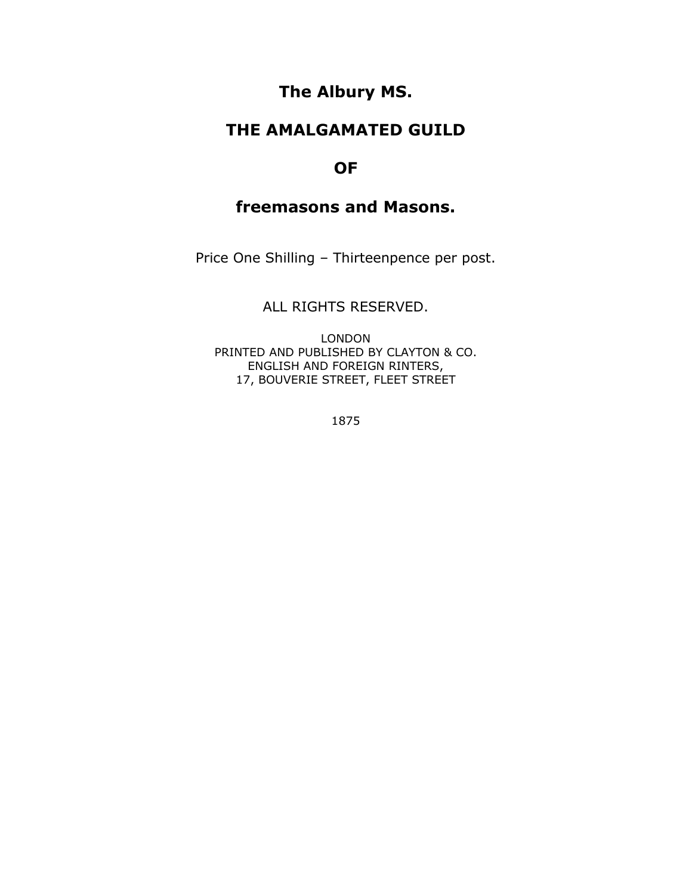# The Albury MS.

# THE AMALGAMATED GUILD

# OF

# freemasons and Masons.

Price One Shilling – Thirteenpence per post.

ALL RIGHTS RESERVED.

LONDON
PRINTED AND PUBLISHED BY CLAYTON & CO.
ENGLISH AND FOREIGN RINTERS,
17, BOUVERIE STREET, FLEET STREET

1875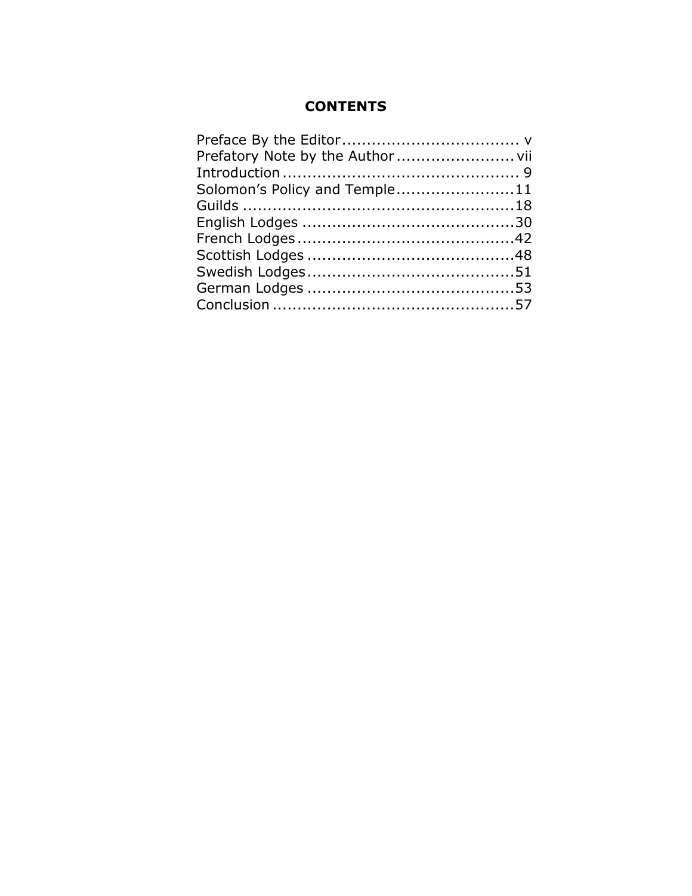## CONTENTS

Preface By the Editor .................................. v
Prefatory Note by the Author ........................ vii
Introduction ................................................ 9
Solomon's Policy and Temple ........................ 11
Guilds ....................................................... 18
English Lodges ........................................... 30
French Lodges ............................................ 42
Scottish Lodges .......................................... 48
Swedish Lodges .......................................... 51
German Lodges .......................................... 53
Conclusion ................................................. 57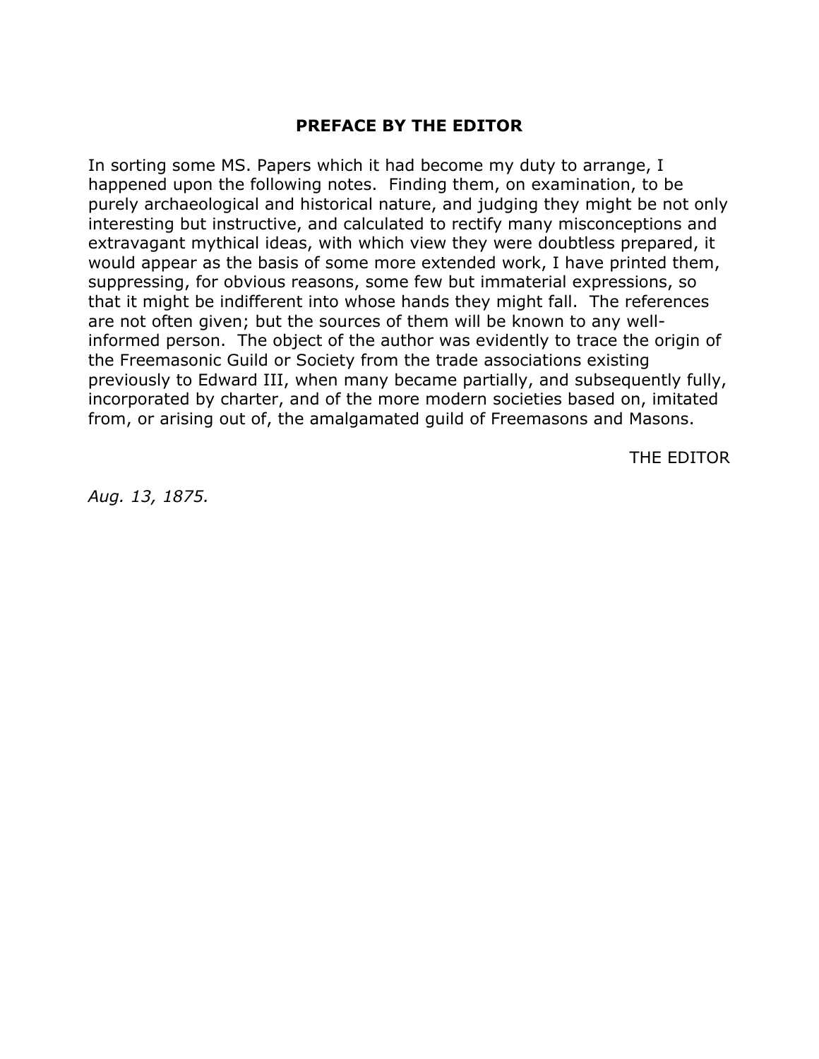## PREFACE BY THE EDITOR

In sorting some MS. Papers which it had become my duty to arrange, I happened upon the following notes. Finding them, on examination, to be purely archaeological and historical nature, and judging they might be not only interesting but instructive, and calculated to rectify many misconceptions and extravagant mythical ideas, with which view they were doubtless prepared, it would appear as the basis of some more extended work, I have printed them, suppressing, for obvious reasons, some few but immaterial expressions, so that it might be indifferent into whose hands they might fall. The references are not often given; but the sources of them will be known to any well-informed person. The object of the author was evidently to trace the origin of the Freemasonic Guild or Society from the trade associations existing previously to Edward III, when many became partially, and subsequently fully, incorporated by charter, and of the more modern societies based on, imitated from, or arising out of, the amalgamated guild of Freemasons and Masons.

THE EDITOR

*Aug. 13, 1875.*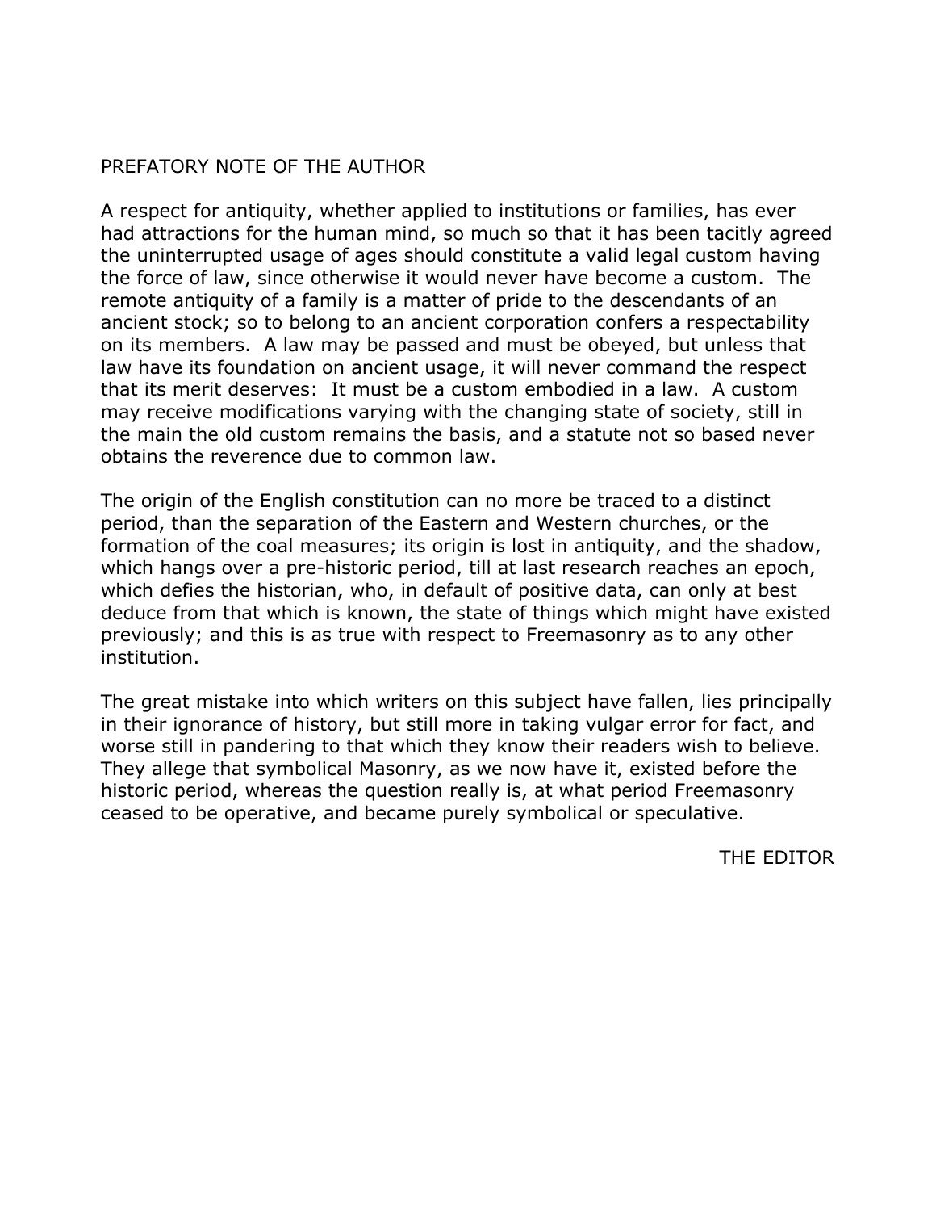## PREFATORY NOTE OF THE AUTHOR

A respect for antiquity, whether applied to institutions or families, has ever had attractions for the human mind, so much so that it has been tacitly agreed the uninterrupted usage of ages should constitute a valid legal custom having the force of law, since otherwise it would never have become a custom. The remote antiquity of a family is a matter of pride to the descendants of an ancient stock; so to belong to an ancient corporation confers a respectability on its members. A law may be passed and must be obeyed, but unless that law have its foundation on ancient usage, it will never command the respect that its merit deserves: It must be a custom embodied in a law. A custom may receive modifications varying with the changing state of society, still in the main the old custom remains the basis, and a statute not so based never obtains the reverence due to common law.

The origin of the English constitution can no more be traced to a distinct period, than the separation of the Eastern and Western churches, or the formation of the coal measures; its origin is lost in antiquity, and the shadow, which hangs over a pre-historic period, till at last research reaches an epoch, which defies the historian, who, in default of positive data, can only at best deduce from that which is known, the state of things which might have existed previously; and this is as true with respect to Freemasonry as to any other institution.

The great mistake into which writers on this subject have fallen, lies principally in their ignorance of history, but still more in taking vulgar error for fact, and worse still in pandering to that which they know their readers wish to believe. They allege that symbolical Masonry, as we now have it, existed before the historic period, whereas the question really is, at what period Freemasonry ceased to be operative, and became purely symbolical or speculative.

THE EDITOR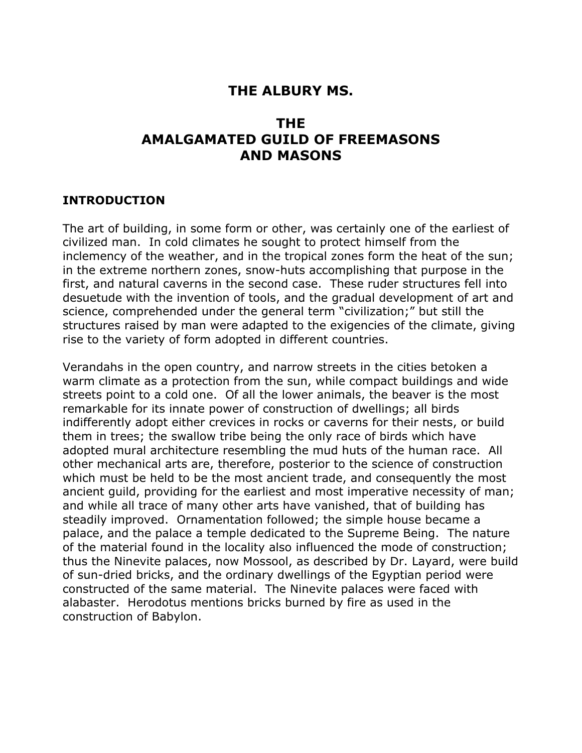# THE ALBURY MS.

# THE AMALGAMATED GUILD OF FREEMASONS AND MASONS

## INTRODUCTION

The art of building, in some form or other, was certainly one of the earliest of civilized man. In cold climates he sought to protect himself from the inclemency of the weather, and in the tropical zones form the heat of the sun; in the extreme northern zones, snow-huts accomplishing that purpose in the first, and natural caverns in the second case. These ruder structures fell into desuetude with the invention of tools, and the gradual development of art and science, comprehended under the general term "civilization;" but still the structures raised by man were adapted to the exigencies of the climate, giving rise to the variety of form adopted in different countries.

Verandahs in the open country, and narrow streets in the cities betoken a warm climate as a protection from the sun, while compact buildings and wide streets point to a cold one. Of all the lower animals, the beaver is the most remarkable for its innate power of construction of dwellings; all birds indifferently adopt either crevices in rocks or caverns for their nests, or build them in trees; the swallow tribe being the only race of birds which have adopted mural architecture resembling the mud huts of the human race. All other mechanical arts are, therefore, posterior to the science of construction which must be held to be the most ancient trade, and consequently the most ancient guild, providing for the earliest and most imperative necessity of man; and while all trace of many other arts have vanished, that of building has steadily improved. Ornamentation followed; the simple house became a palace, and the palace a temple dedicated to the Supreme Being. The nature of the material found in the locality also influenced the mode of construction; thus the Ninevite palaces, now Mossool, as described by Dr. Layard, were build of sun-dried bricks, and the ordinary dwellings of the Egyptian period were constructed of the same material. The Ninevite palaces were faced with alabaster. Herodotus mentions bricks burned by fire as used in the construction of Babylon.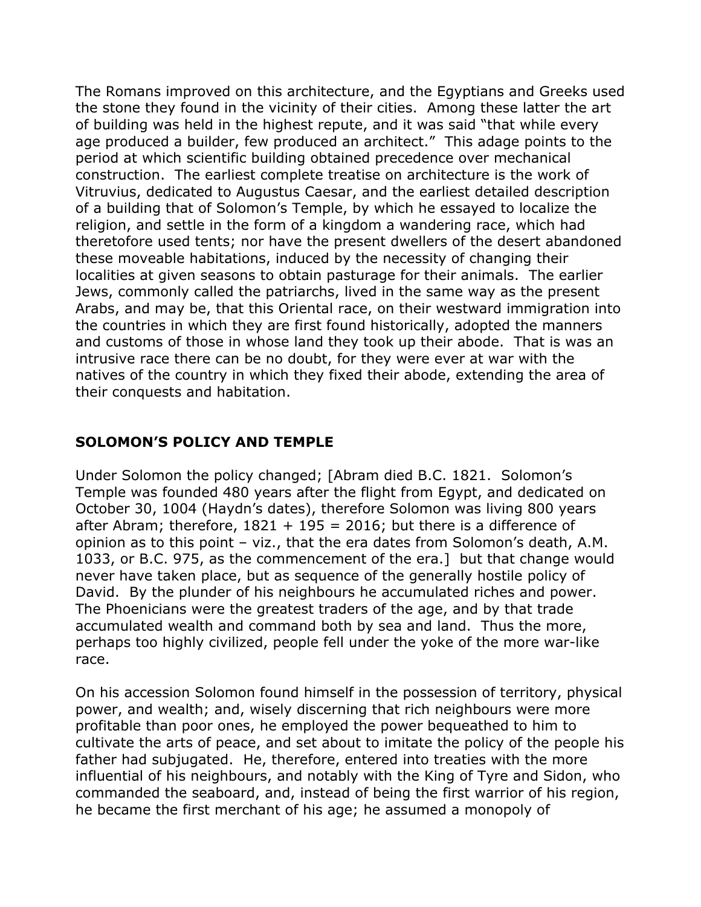The Romans improved on this architecture, and the Egyptians and Greeks used the stone they found in the vicinity of their cities. Among these latter the art of building was held in the highest repute, and it was said "that while every age produced a builder, few produced an architect." This adage points to the period at which scientific building obtained precedence over mechanical construction. The earliest complete treatise on architecture is the work of Vitruvius, dedicated to Augustus Caesar, and the earliest detailed description of a building that of Solomon's Temple, by which he essayed to localize the religion, and settle in the form of a kingdom a wandering race, which had theretofore used tents; nor have the present dwellers of the desert abandoned these moveable habitations, induced by the necessity of changing their localities at given seasons to obtain pasturage for their animals. The earlier Jews, commonly called the patriarchs, lived in the same way as the present Arabs, and may be, that this Oriental race, on their westward immigration into the countries in which they are first found historically, adopted the manners and customs of those in whose land they took up their abode. That is was an intrusive race there can be no doubt, for they were ever at war with the natives of the country in which they fixed their abode, extending the area of their conquests and habitation.

## SOLOMON'S POLICY AND TEMPLE

Under Solomon the policy changed; [Abram died B.C. 1821. Solomon's Temple was founded 480 years after the flight from Egypt, and dedicated on October 30, 1004 (Haydn's dates), therefore Solomon was living 800 years after Abram; therefore, 1821 + 195 = 2016; but there is a difference of opinion as to this point – viz., that the era dates from Solomon's death, A.M. 1033, or B.C. 975, as the commencement of the era.] but that change would never have taken place, but as sequence of the generally hostile policy of David. By the plunder of his neighbours he accumulated riches and power. The Phoenicians were the greatest traders of the age, and by that trade accumulated wealth and command both by sea and land. Thus the more, perhaps too highly civilized, people fell under the yoke of the more war-like race.

On his accession Solomon found himself in the possession of territory, physical power, and wealth; and, wisely discerning that rich neighbours were more profitable than poor ones, he employed the power bequeathed to him to cultivate the arts of peace, and set about to imitate the policy of the people his father had subjugated. He, therefore, entered into treaties with the more influential of his neighbours, and notably with the King of Tyre and Sidon, who commanded the seaboard, and, instead of being the first warrior of his region, he became the first merchant of his age; he assumed a monopoly of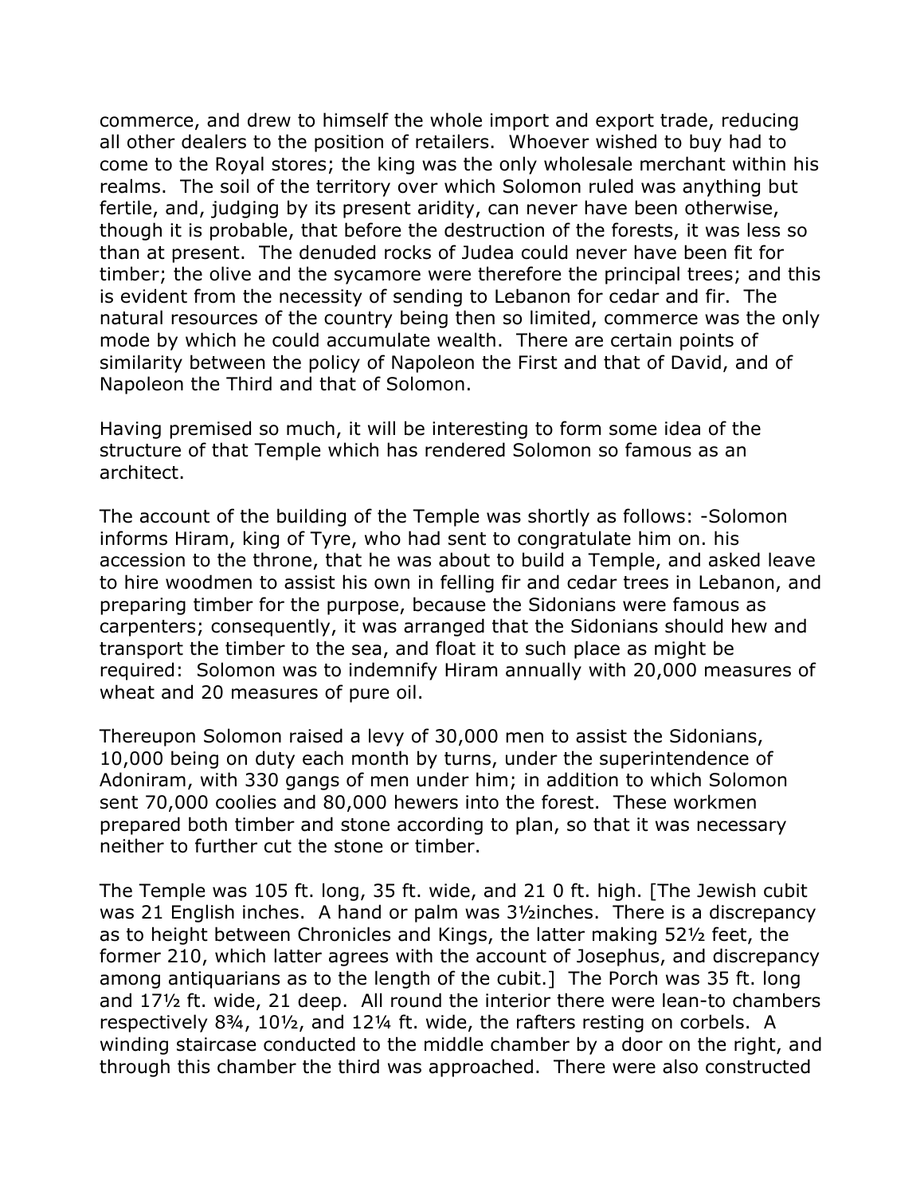commerce, and drew to himself the whole import and export trade, reducing all other dealers to the position of retailers. Whoever wished to buy had to come to the Royal stores; the king was the only wholesale merchant within his realms. The soil of the territory over which Solomon ruled was anything but fertile, and, judging by its present aridity, can never have been otherwise, though it is probable, that before the destruction of the forests, it was less so than at present. The denuded rocks of Judea could never have been fit for timber; the olive and the sycamore were therefore the principal trees; and this is evident from the necessity of sending to Lebanon for cedar and fir. The natural resources of the country being then so limited, commerce was the only mode by which he could accumulate wealth. There are certain points of similarity between the policy of Napoleon the First and that of David, and of Napoleon the Third and that of Solomon.

Having premised so much, it will be interesting to form some idea of the structure of that Temple which has rendered Solomon so famous as an architect.

The account of the building of the Temple was shortly as follows: -Solomon informs Hiram, king of Tyre, who had sent to congratulate him on. his accession to the throne, that he was about to build a Temple, and asked leave to hire woodmen to assist his own in felling fir and cedar trees in Lebanon, and preparing timber for the purpose, because the Sidonians were famous as carpenters; consequently, it was arranged that the Sidonians should hew and transport the timber to the sea, and float it to such place as might be required: Solomon was to indemnify Hiram annually with 20,000 measures of wheat and 20 measures of pure oil.

Thereupon Solomon raised a levy of 30,000 men to assist the Sidonians, 10,000 being on duty each month by turns, under the superintendence of Adoniram, with 330 gangs of men under him; in addition to which Solomon sent 70,000 coolies and 80,000 hewers into the forest. These workmen prepared both timber and stone according to plan, so that it was necessary neither to further cut the stone or timber.

The Temple was 105 ft. long, 35 ft. wide, and 21 0 ft. high. [The Jewish cubit was 21 English inches. A hand or palm was 3½inches. There is a discrepancy as to height between Chronicles and Kings, the latter making 52½ feet, the former 210, which latter agrees with the account of Josephus, and discrepancy among antiquarians as to the length of the cubit.] The Porch was 35 ft. long and 17½ ft. wide, 21 deep. All round the interior there were lean-to chambers respectively 8¾, 10½, and 12¼ ft. wide, the rafters resting on corbels. A winding staircase conducted to the middle chamber by a door on the right, and through this chamber the third was approached. There were also constructed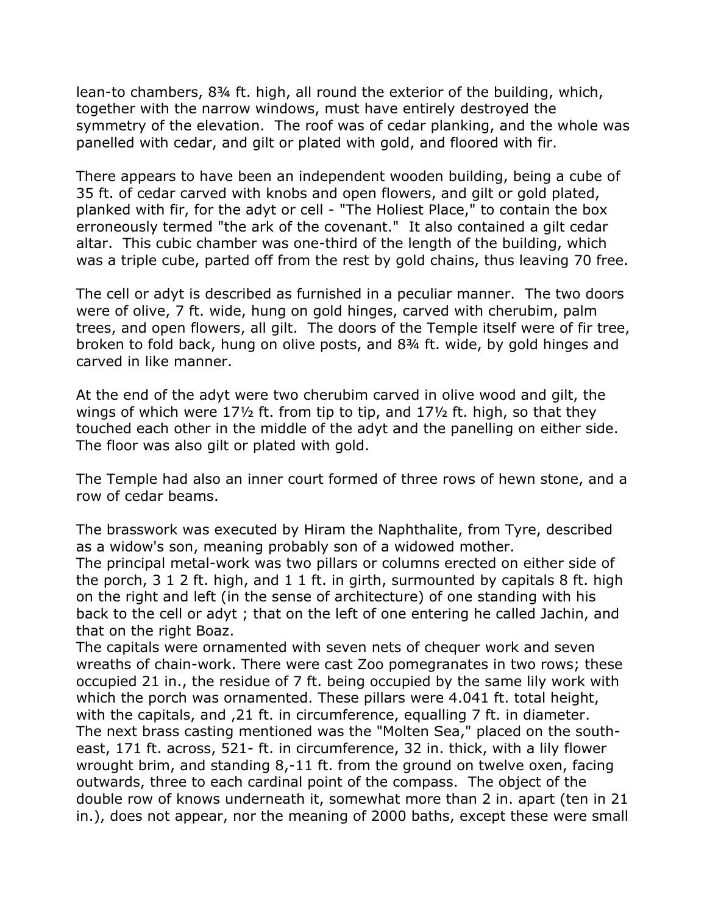lean-to chambers, 8¾ ft. high, all round the exterior of the building, which, together with the narrow windows, must have entirely destroyed the symmetry of the elevation. The roof was of cedar planking, and the whole was panelled with cedar, and gilt or plated with gold, and floored with fir.

There appears to have been an independent wooden building, being a cube of 35 ft. of cedar carved with knobs and open flowers, and gilt or gold plated, planked with fir, for the adyt or cell - "The Holiest Place," to contain the box erroneously termed "the ark of the covenant." It also contained a gilt cedar altar. This cubic chamber was one-third of the length of the building, which was a triple cube, parted off from the rest by gold chains, thus leaving 70 free.

The cell or adyt is described as furnished in a peculiar manner. The two doors were of olive, 7 ft. wide, hung on gold hinges, carved with cherubim, palm trees, and open flowers, all gilt. The doors of the Temple itself were of fir tree, broken to fold back, hung on olive posts, and 8¾ ft. wide, by gold hinges and carved in like manner.

At the end of the adyt were two cherubim carved in olive wood and gilt, the wings of which were 17½ ft. from tip to tip, and 17½ ft. high, so that they touched each other in the middle of the adyt and the panelling on either side. The floor was also gilt or plated with gold.

The Temple had also an inner court formed of three rows of hewn stone, and a row of cedar beams.

The brasswork was executed by Hiram the Naphthalite, from Tyre, described as a widow's son, meaning probably son of a widowed mother.
The principal metal-work was two pillars or columns erected on either side of the porch, 3 1 2 ft. high, and 1 1 ft. in girth, surmounted by capitals 8 ft. high on the right and left (in the sense of architecture) of one standing with his back to the cell or adyt ; that on the left of one entering he called Jachin, and that on the right Boaz.
The capitals were ornamented with seven nets of chequer work and seven wreaths of chain-work. There were cast Zoo pomegranates in two rows; these occupied 21 in., the residue of 7 ft. being occupied by the same lily work with which the porch was ornamented. These pillars were 4.041 ft. total height, with the capitals, and ,21 ft. in circumference, equalling 7 ft. in diameter.
The next brass casting mentioned was the "Molten Sea," placed on the south-east, 171 ft. across, 521- ft. in circumference, 32 in. thick, with a lily flower wrought brim, and standing 8,-11 ft. from the ground on twelve oxen, facing outwards, three to each cardinal point of the compass. The object of the double row of knows underneath it, somewhat more than 2 in. apart (ten in 21 in.), does not appear, nor the meaning of 2000 baths, except these were small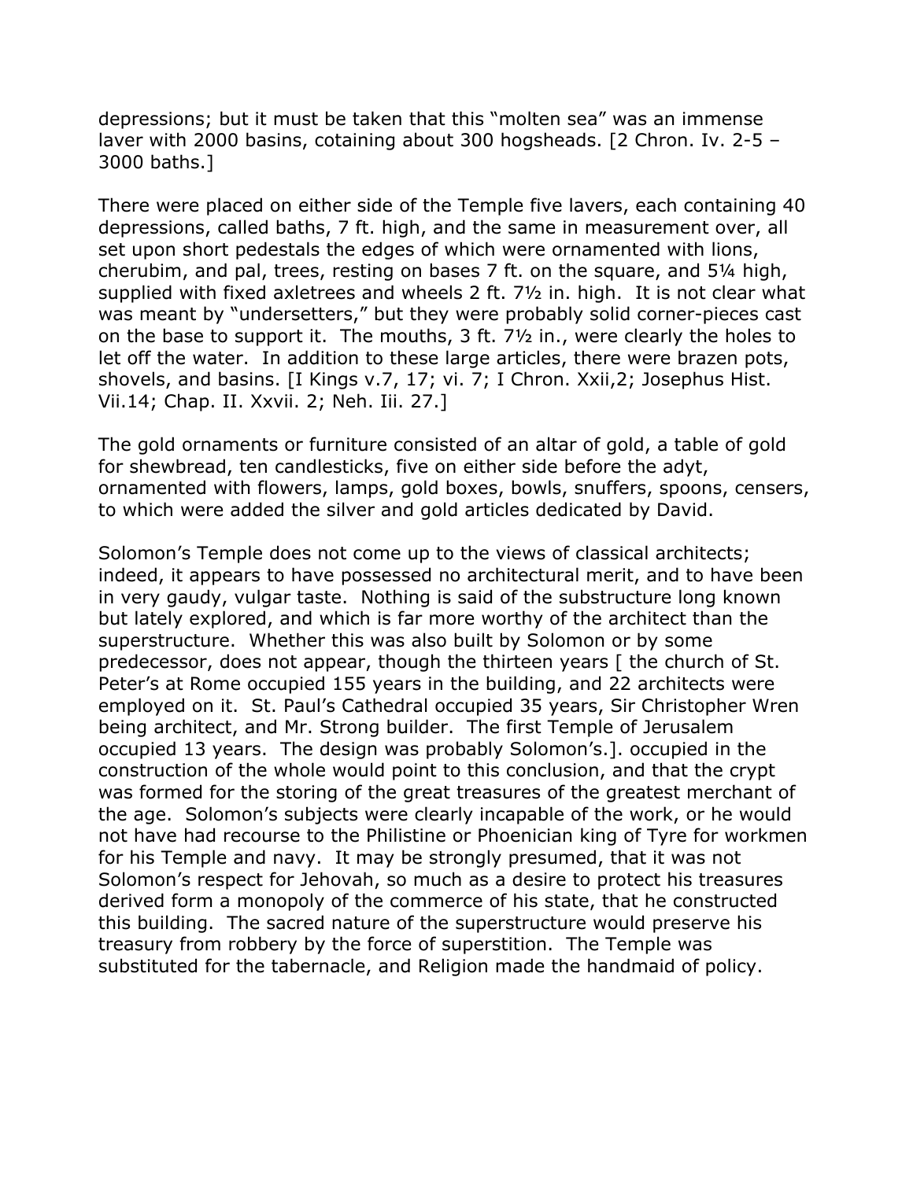depressions; but it must be taken that this "molten sea" was an immense laver with 2000 basins, cotaining about 300 hogsheads. [2 Chron. Iv. 2-5 – 3000 baths.]

There were placed on either side of the Temple five lavers, each containing 40 depressions, called baths, 7 ft. high, and the same in measurement over, all set upon short pedestals the edges of which were ornamented with lions, cherubim, and pal, trees, resting on bases 7 ft. on the square, and 5¼ high, supplied with fixed axletrees and wheels 2 ft. 7½ in. high. It is not clear what was meant by "undersetters," but they were probably solid corner-pieces cast on the base to support it. The mouths, 3 ft. 7½ in., were clearly the holes to let off the water. In addition to these large articles, there were brazen pots, shovels, and basins. [I Kings v.7, 17; vi. 7; I Chron. Xxii,2; Josephus Hist. Vii.14; Chap. II. Xxvii. 2; Neh. Iii. 27.]

The gold ornaments or furniture consisted of an altar of gold, a table of gold for shewbread, ten candlesticks, five on either side before the adyt, ornamented with flowers, lamps, gold boxes, bowls, snuffers, spoons, censers, to which were added the silver and gold articles dedicated by David.

Solomon's Temple does not come up to the views of classical architects; indeed, it appears to have possessed no architectural merit, and to have been in very gaudy, vulgar taste. Nothing is said of the substructure long known but lately explored, and which is far more worthy of the architect than the superstructure. Whether this was also built by Solomon or by some predecessor, does not appear, though the thirteen years [ the church of St. Peter's at Rome occupied 155 years in the building, and 22 architects were employed on it. St. Paul's Cathedral occupied 35 years, Sir Christopher Wren being architect, and Mr. Strong builder. The first Temple of Jerusalem occupied 13 years. The design was probably Solomon's.]. occupied in the construction of the whole would point to this conclusion, and that the crypt was formed for the storing of the great treasures of the greatest merchant of the age. Solomon's subjects were clearly incapable of the work, or he would not have had recourse to the Philistine or Phoenician king of Tyre for workmen for his Temple and navy. It may be strongly presumed, that it was not Solomon's respect for Jehovah, so much as a desire to protect his treasures derived form a monopoly of the commerce of his state, that he constructed this building. The sacred nature of the superstructure would preserve his treasury from robbery by the force of superstition. The Temple was substituted for the tabernacle, and Religion made the handmaid of policy.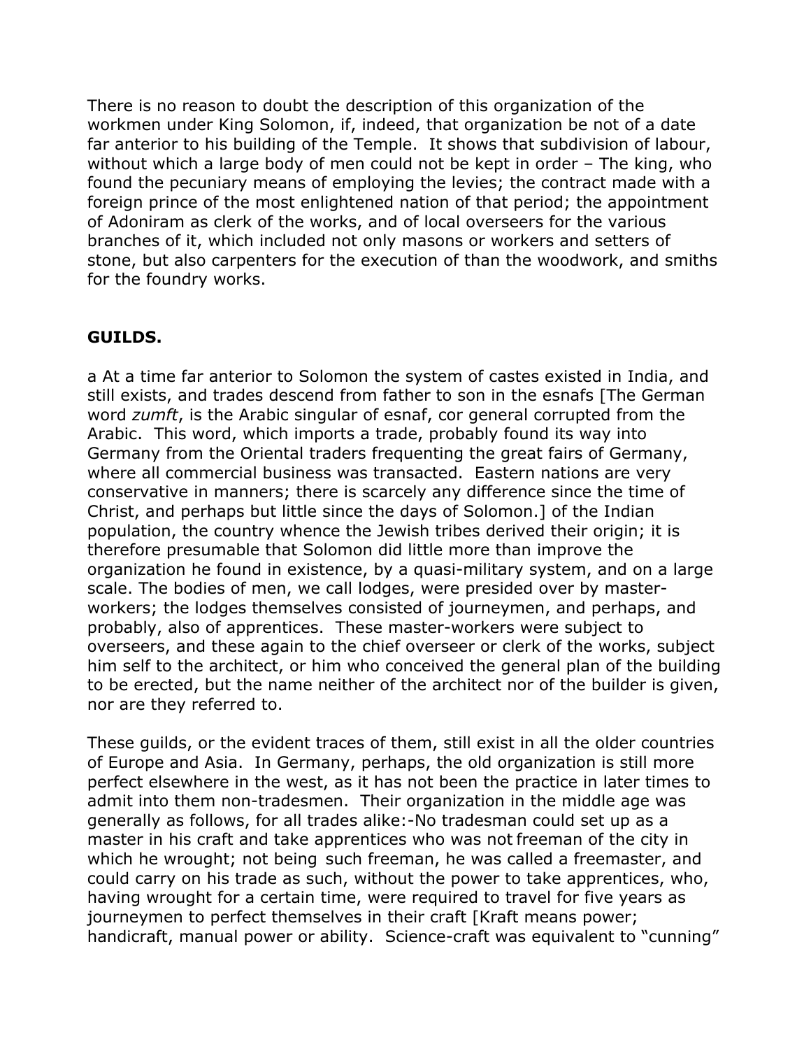There is no reason to doubt the description of this organization of the workmen under King Solomon, if, indeed, that organization be not of a date far anterior to his building of the Temple. It shows that subdivision of labour, without which a large body of men could not be kept in order – The king, who found the pecuniary means of employing the levies; the contract made with a foreign prince of the most enlightened nation of that period; the appointment of Adoniram as clerk of the works, and of local overseers for the various branches of it, which included not only masons or workers and setters of stone, but also carpenters for the execution of than the woodwork, and smiths for the foundry works.

## GUILDS.

a At a time far anterior to Solomon the system of castes existed in India, and still exists, and trades descend from father to son in the esnafs [The German word *zumft*, is the Arabic singular of esnaf, cor general corrupted from the Arabic. This word, which imports a trade, probably found its way into Germany from the Oriental traders frequenting the great fairs of Germany, where all commercial business was transacted. Eastern nations are very conservative in manners; there is scarcely any difference since the time of Christ, and perhaps but little since the days of Solomon.] of the Indian population, the country whence the Jewish tribes derived their origin; it is therefore presumable that Solomon did little more than improve the organization he found in existence, by a quasi-military system, and on a large scale. The bodies of men, we call lodges, were presided over by master-workers; the lodges themselves consisted of journeymen, and perhaps, and probably, also of apprentices. These master-workers were subject to overseers, and these again to the chief overseer or clerk of the works, subject him self to the architect, or him who conceived the general plan of the building to be erected, but the name neither of the architect nor of the builder is given, nor are they referred to.

These guilds, or the evident traces of them, still exist in all the older countries of Europe and Asia. In Germany, perhaps, the old organization is still more perfect elsewhere in the west, as it has not been the practice in later times to admit into them non-tradesmen. Their organization in the middle age was generally as follows, for all trades alike:-No tradesman could set up as a master in his craft and take apprentices who was not freeman of the city in which he wrought; not being such freeman, he was called a freemaster, and could carry on his trade as such, without the power to take apprentices, who, having wrought for a certain time, were required to travel for five years as journeymen to perfect themselves in their craft [Kraft means power; handicraft, manual power or ability. Science-craft was equivalent to "cunning"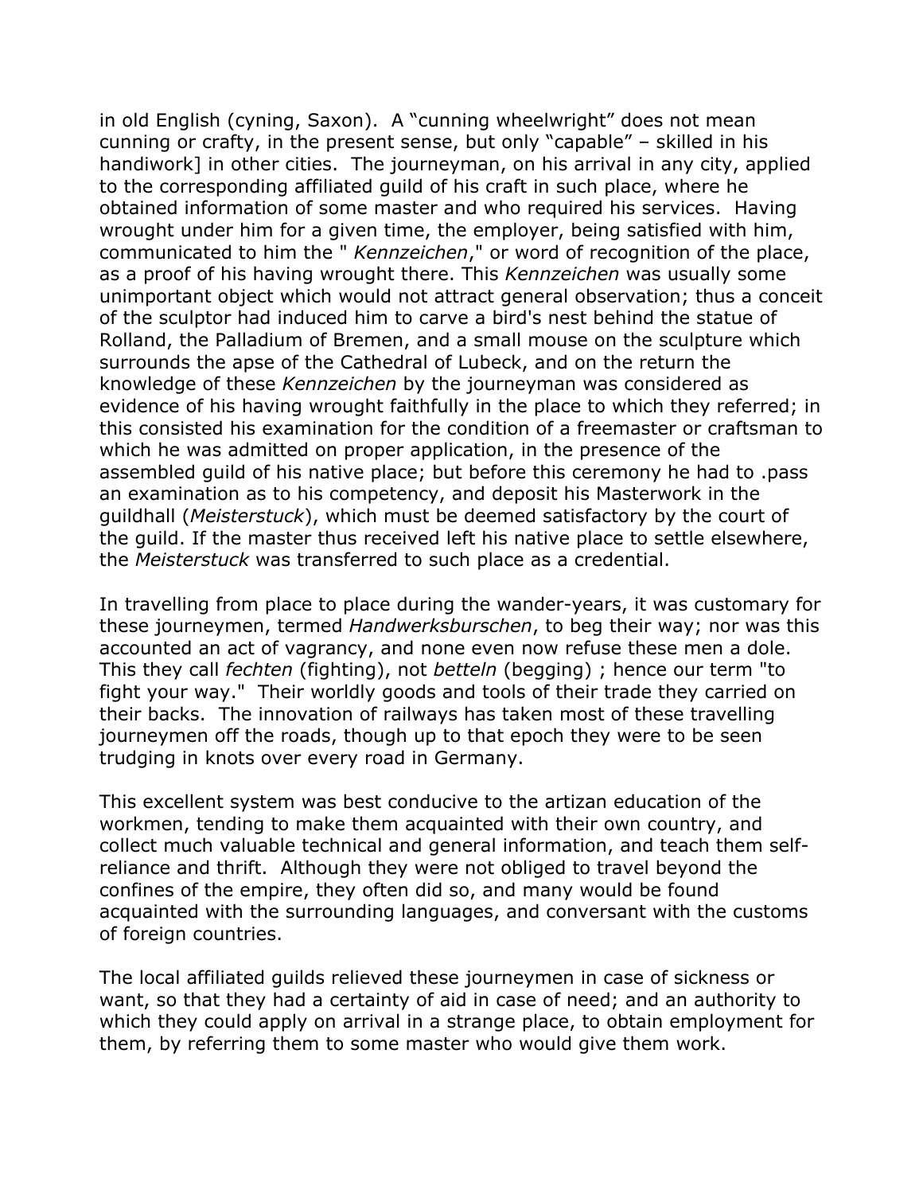in old English (cyning, Saxon). A "cunning wheelwright" does not mean cunning or crafty, in the present sense, but only "capable" – skilled in his handiwork] in other cities. The journeyman, on his arrival in any city, applied to the corresponding affiliated guild of his craft in such place, where he obtained information of some master and who required his services. Having wrought under him for a given time, the employer, being satisfied with him, communicated to him the " *Kennzeichen*," or word of recognition of the place, as a proof of his having wrought there. This *Kennzeichen* was usually some unimportant object which would not attract general observation; thus a conceit of the sculptor had induced him to carve a bird's nest behind the statue of Rolland, the Palladium of Bremen, and a small mouse on the sculpture which surrounds the apse of the Cathedral of Lubeck, and on the return the knowledge of these *Kennzeichen* by the journeyman was considered as evidence of his having wrought faithfully in the place to which they referred; in this consisted his examination for the condition of a freemaster or craftsman to which he was admitted on proper application, in the presence of the assembled guild of his native place; but before this ceremony he had to .pass an examination as to his competency, and deposit his Masterwork in the guildhall (*Meisterstuck*), which must be deemed satisfactory by the court of the guild. If the master thus received left his native place to settle elsewhere, the *Meisterstuck* was transferred to such place as a credential.

In travelling from place to place during the wander-years, it was customary for these journeymen, termed *Handwerksburschen*, to beg their way; nor was this accounted an act of vagrancy, and none even now refuse these men a dole. This they call *fechten* (fighting), not *betteln* (begging) ; hence our term "to fight your way." Their worldly goods and tools of their trade they carried on their backs. The innovation of railways has taken most of these travelling journeymen off the roads, though up to that epoch they were to be seen trudging in knots over every road in Germany.

This excellent system was best conducive to the artizan education of the workmen, tending to make them acquainted with their own country, and collect much valuable technical and general information, and teach them self-reliance and thrift. Although they were not obliged to travel beyond the confines of the empire, they often did so, and many would be found acquainted with the surrounding languages, and conversant with the customs of foreign countries.

The local affiliated guilds relieved these journeymen in case of sickness or want, so that they had a certainty of aid in case of need; and an authority to which they could apply on arrival in a strange place, to obtain employment for them, by referring them to some master who would give them work.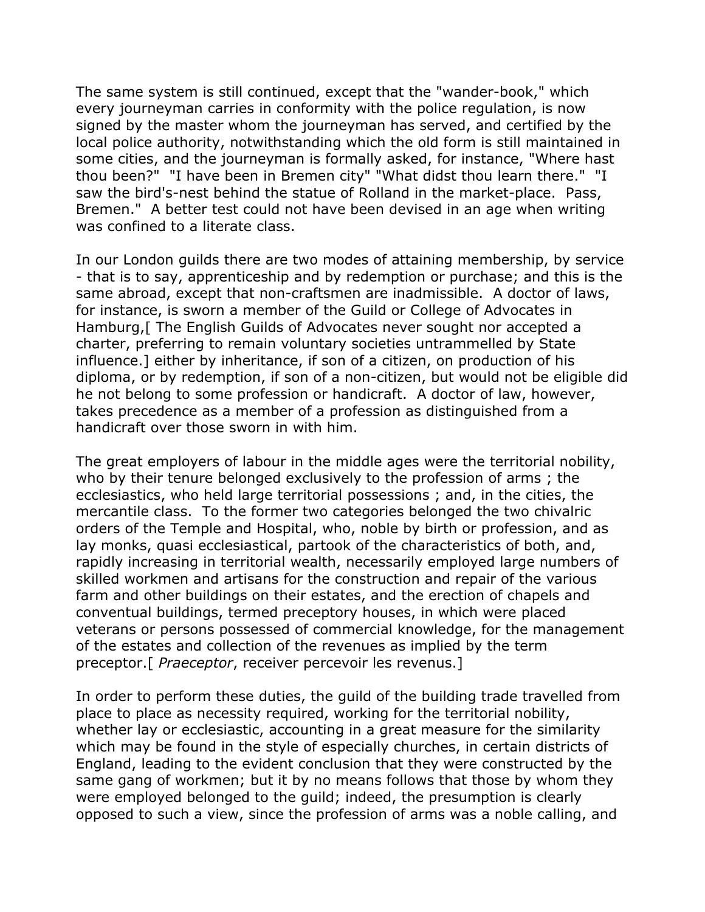The same system is still continued, except that the "wander-book," which every journeyman carries in conformity with the police regulation, is now signed by the master whom the journeyman has served, and certified by the local police authority, notwithstanding which the old form is still maintained in some cities, and the journeyman is formally asked, for instance, "Where hast thou been?" "I have been in Bremen city" "What didst thou learn there." "I saw the bird's-nest behind the statue of Rolland in the market-place. Pass, Bremen." A better test could not have been devised in an age when writing was confined to a literate class.

In our London guilds there are two modes of attaining membership, by service - that is to say, apprenticeship and by redemption or purchase; and this is the same abroad, except that non-craftsmen are inadmissible. A doctor of laws, for instance, is sworn a member of the Guild or College of Advocates in Hamburg,[ The English Guilds of Advocates never sought nor accepted a charter, preferring to remain voluntary societies untrammelled by State influence.] either by inheritance, if son of a citizen, on production of his diploma, or by redemption, if son of a non-citizen, but would not be eligible did he not belong to some profession or handicraft. A doctor of law, however, takes precedence as a member of a profession as distinguished from a handicraft over those sworn in with him.

The great employers of labour in the middle ages were the territorial nobility, who by their tenure belonged exclusively to the profession of arms ; the ecclesiastics, who held large territorial possessions ; and, in the cities, the mercantile class. To the former two categories belonged the two chivalric orders of the Temple and Hospital, who, noble by birth or profession, and as lay monks, quasi ecclesiastical, partook of the characteristics of both, and, rapidly increasing in territorial wealth, necessarily employed large numbers of skilled workmen and artisans for the construction and repair of the various farm and other buildings on their estates, and the erection of chapels and conventual buildings, termed preceptory houses, in which were placed veterans or persons possessed of commercial knowledge, for the management of the estates and collection of the revenues as implied by the term preceptor.[ *Praeceptor*, receiver percevoir les revenus.]

In order to perform these duties, the guild of the building trade travelled from place to place as necessity required, working for the territorial nobility, whether lay or ecclesiastic, accounting in a great measure for the similarity which may be found in the style of especially churches, in certain districts of England, leading to the evident conclusion that they were constructed by the same gang of workmen; but it by no means follows that those by whom they were employed belonged to the guild; indeed, the presumption is clearly opposed to such a view, since the profession of arms was a noble calling, and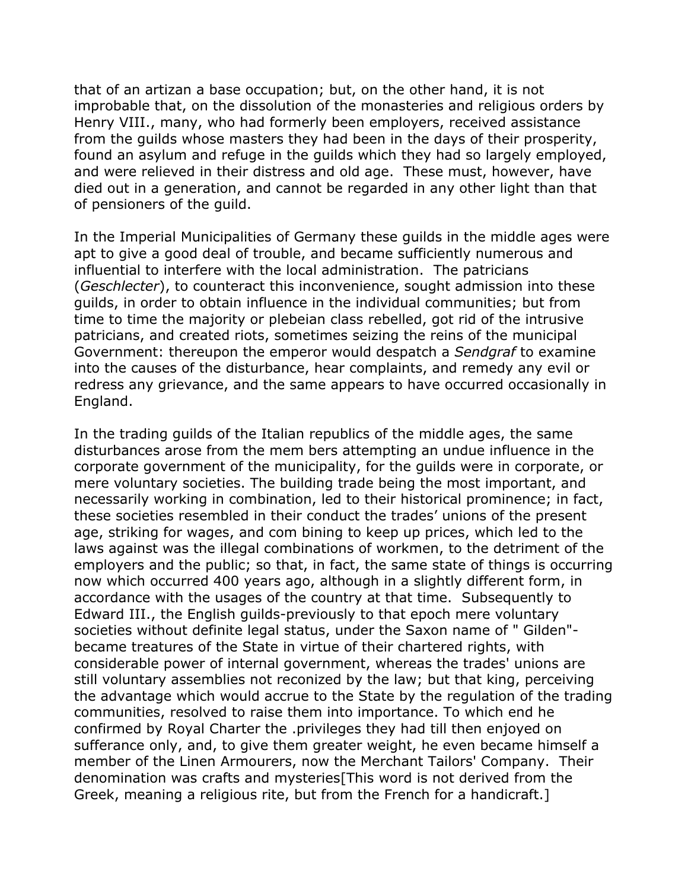that of an artizan a base occupation; but, on the other hand, it is not improbable that, on the dissolution of the monasteries and religious orders by Henry VIII., many, who had formerly been employers, received assistance from the guilds whose masters they had been in the days of their prosperity, found an asylum and refuge in the guilds which they had so largely employed, and were relieved in their distress and old age. These must, however, have died out in a generation, and cannot be regarded in any other light than that of pensioners of the guild.

In the Imperial Municipalities of Germany these guilds in the middle ages were apt to give a good deal of trouble, and became sufficiently numerous and influential to interfere with the local administration. The patricians (*Geschlecter*), to counteract this inconvenience, sought admission into these guilds, in order to obtain influence in the individual communities; but from time to time the majority or plebeian class rebelled, got rid of the intrusive patricians, and created riots, sometimes seizing the reins of the municipal Government: thereupon the emperor would despatch a *Sendgraf* to examine into the causes of the disturbance, hear complaints, and remedy any evil or redress any grievance, and the same appears to have occurred occasionally in England.

In the trading guilds of the Italian republics of the middle ages, the same disturbances arose from the mem bers attempting an undue influence in the corporate government of the municipality, for the guilds were in corporate, or mere voluntary societies. The building trade being the most important, and necessarily working in combination, led to their historical prominence; in fact, these societies resembled in their conduct the trades' unions of the present age, striking for wages, and com bining to keep up prices, which led to the laws against was the illegal combinations of workmen, to the detriment of the employers and the public; so that, in fact, the same state of things is occurring now which occurred 400 years ago, although in a slightly different form, in accordance with the usages of the country at that time. Subsequently to Edward III., the English guilds-previously to that epoch mere voluntary societies without definite legal status, under the Saxon name of " Gilden"- became treatures of the State in virtue of their chartered rights, with considerable power of internal government, whereas the trades' unions are still voluntary assemblies not reconized by the law; but that king, perceiving the advantage which would accrue to the State by the regulation of the trading communities, resolved to raise them into importance. To which end he confirmed by Royal Charter the .privileges they had till then enjoyed on sufferance only, and, to give them greater weight, he even became himself a member of the Linen Armourers, now the Merchant Tailors' Company. Their denomination was crafts and mysteries[This word is not derived from the Greek, meaning a religious rite, but from the French for a handicraft.]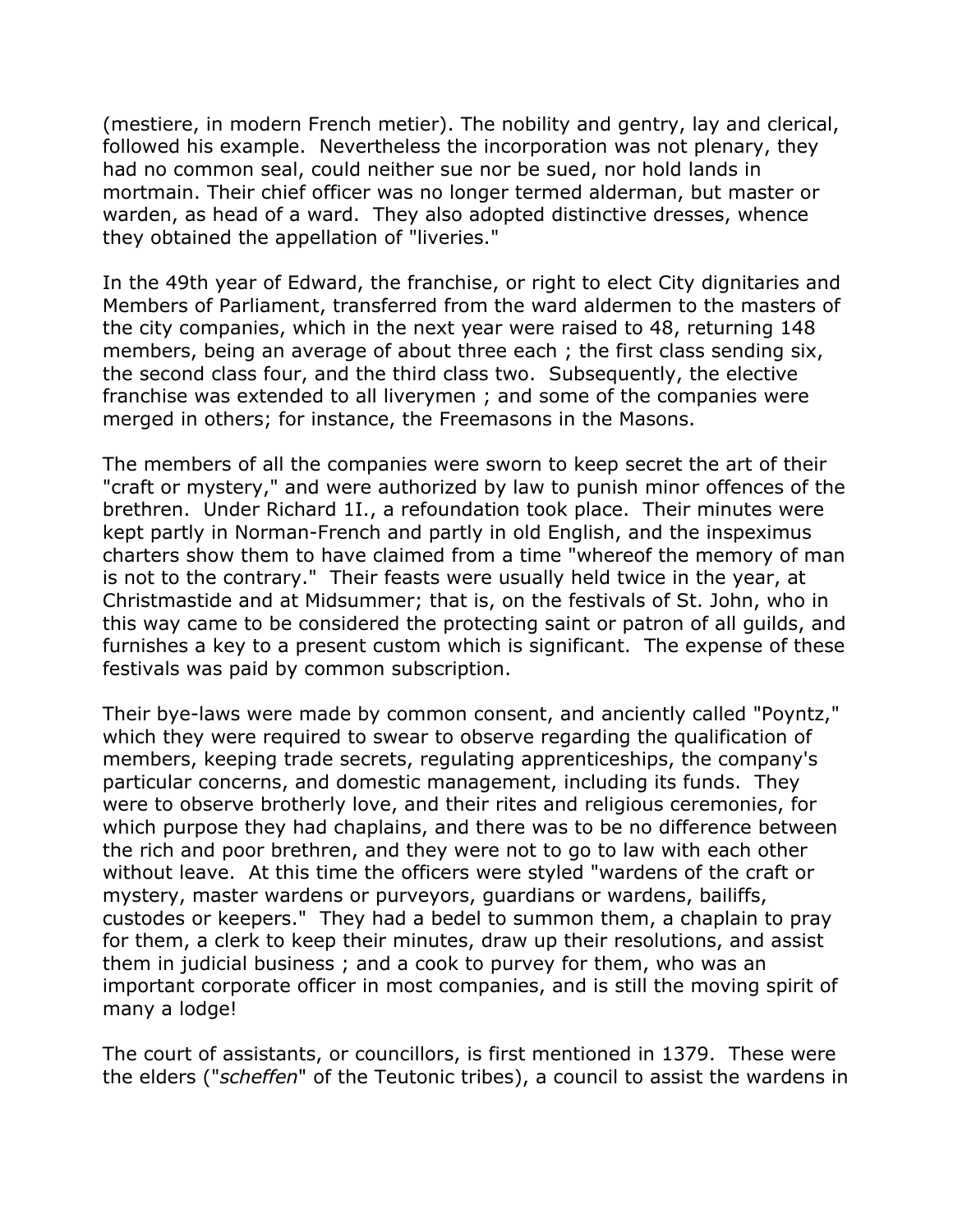(mestiere, in modern French metier). The nobility and gentry, lay and clerical, followed his example.  Nevertheless the incorporation was not plenary, they had no common seal, could neither sue nor be sued, nor hold lands in mortmain. Their chief officer was no longer termed alderman, but master or warden, as head of a ward.  They also adopted distinctive dresses, whence they obtained the appellation of "liveries."

In the 49th year of Edward, the franchise, or right to elect City dignitaries and Members of Parliament, transferred from the ward aldermen to the masters of the city companies, which in the next year were raised to 48, returning 148 members, being an average of about three each ; the first class sending six, the second class four, and the third class two.  Subsequently, the elective franchise was extended to all liverymen ; and some of the companies were merged in others; for instance, the Freemasons in the Masons.

The members of all the companies were sworn to keep secret the art of their "craft or mystery," and were authorized by law to punish minor offences of the brethren.  Under Richard 1I., a refoundation took place.  Their minutes were kept partly in Norman-French and partly in old English, and the inspeximus charters show them to have claimed from a time "whereof the memory of man is not to the contrary."  Their feasts were usually held twice in the year, at Christmastide and at Midsummer; that is, on the festivals of St. John, who in this way came to be considered the protecting saint or patron of all guilds, and furnishes a key to a present custom which is significant.  The expense of these festivals was paid by common subscription.

Their bye-laws were made by common consent, and anciently called "Poyntz," which they were required to swear to observe regarding the qualification of members, keeping trade secrets, regulating apprenticeships, the company's particular concerns, and domestic management, including its funds.  They were to observe brotherly love, and their rites and religious ceremonies, for which purpose they had chaplains, and there was to be no difference between the rich and poor brethren, and they were not to go to law with each other without leave.  At this time the officers were styled "wardens of the craft or mystery, master wardens or purveyors, guardians or wardens, bailiffs, custodes or keepers."  They had a bedel to summon them, a chaplain to pray for them, a clerk to keep their minutes, draw up their resolutions, and assist them in judicial business ; and a cook to purvey for them, who was an important corporate officer in most companies, and is still the moving spirit of many a lodge!

The court of assistants, or councillors, is first mentioned in 1379.  These were the elders ("*scheffen*" of the Teutonic tribes), a council to assist the wardens in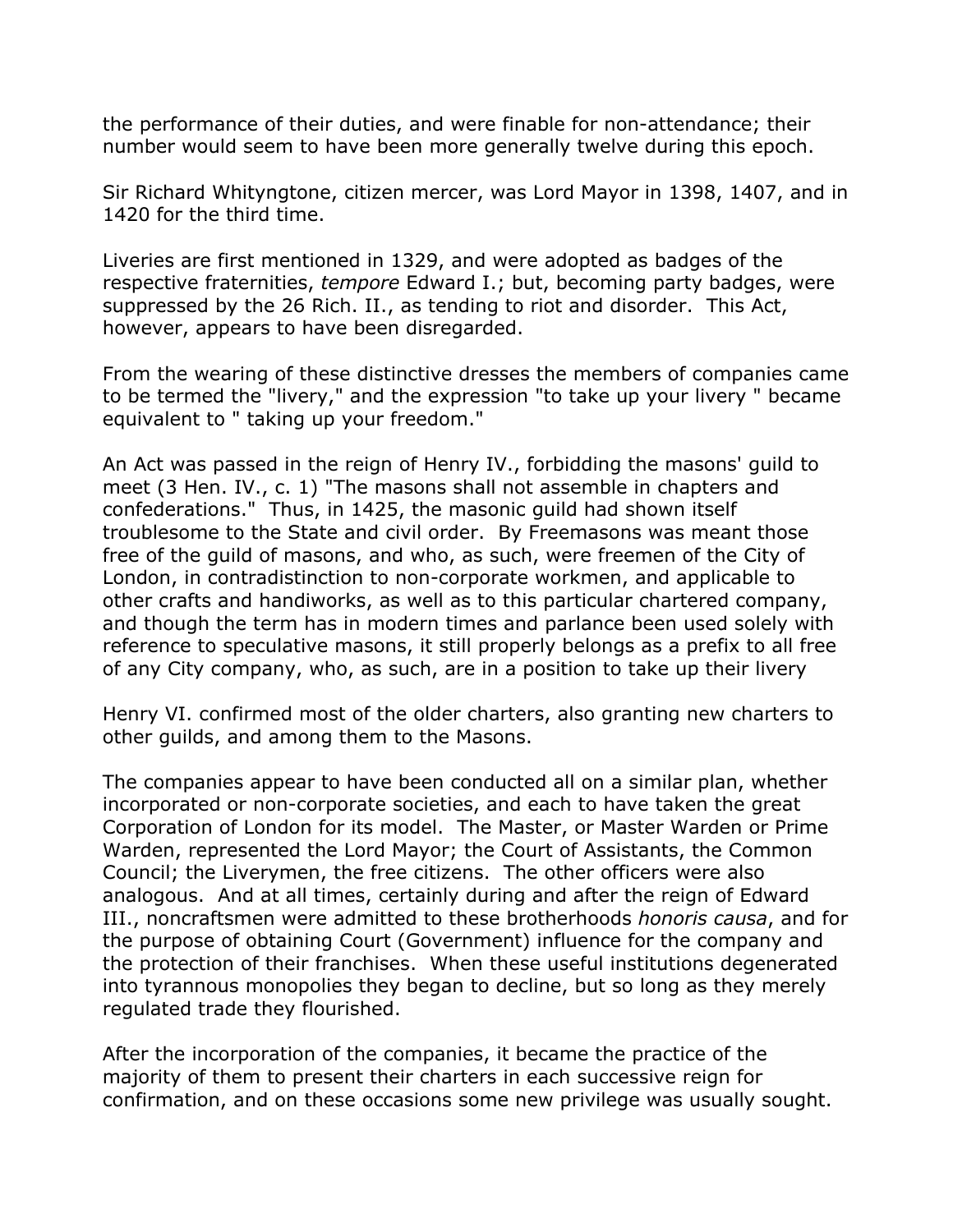the performance of their duties, and were finable for non-attendance; their number would seem to have been more generally twelve during this epoch.

Sir Richard Whityngtone, citizen mercer, was Lord Mayor in 1398, 1407, and in 1420 for the third time.

Liveries are first mentioned in 1329, and were adopted as badges of the respective fraternities, *tempore* Edward I.; but, becoming party badges, were suppressed by the 26 Rich. II., as tending to riot and disorder. This Act, however, appears to have been disregarded.

From the wearing of these distinctive dresses the members of companies came to be termed the "livery," and the expression "to take up your livery " became equivalent to " taking up your freedom."

An Act was passed in the reign of Henry IV., forbidding the masons' guild to meet (3 Hen. IV., c. 1) "The masons shall not assemble in chapters and confederations." Thus, in 1425, the masonic guild had shown itself troublesome to the State and civil order. By Freemasons was meant those free of the guild of masons, and who, as such, were freemen of the City of London, in contradistinction to non-corporate workmen, and applicable to other crafts and handiworks, as well as to this particular chartered company, and though the term has in modern times and parlance been used solely with reference to speculative masons, it still properly belongs as a prefix to all free of any City company, who, as such, are in a position to take up their livery

Henry VI. confirmed most of the older charters, also granting new charters to other guilds, and among them to the Masons.

The companies appear to have been conducted all on a similar plan, whether incorporated or non-corporate societies, and each to have taken the great Corporation of London for its model. The Master, or Master Warden or Prime Warden, represented the Lord Mayor; the Court of Assistants, the Common Council; the Liverymen, the free citizens. The other officers were also analogous. And at all times, certainly during and after the reign of Edward III., noncraftsmen were admitted to these brotherhoods *honoris causa*, and for the purpose of obtaining Court (Government) influence for the company and the protection of their franchises. When these useful institutions degenerated into tyrannous monopolies they began to decline, but so long as they merely regulated trade they flourished.

After the incorporation of the companies, it became the practice of the majority of them to present their charters in each successive reign for confirmation, and on these occasions some new privilege was usually sought.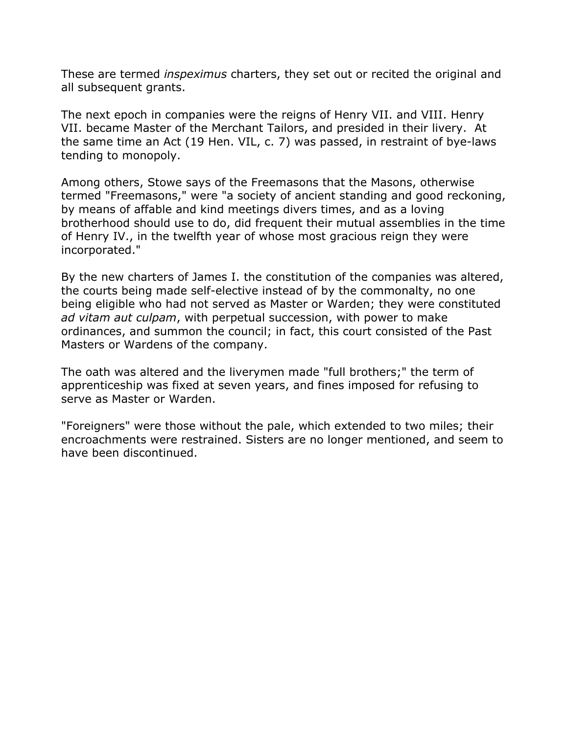These are termed *inspeximus* charters, they set out or recited the original and all subsequent grants.

The next epoch in companies were the reigns of Henry VII. and VIII. Henry VII. became Master of the Merchant Tailors, and presided in their livery. At the same time an Act (19 Hen. VIL, c. 7) was passed, in restraint of bye-laws tending to monopoly.

Among others, Stowe says of the Freemasons that the Masons, otherwise termed "Freemasons," were "a society of ancient standing and good reckoning, by means of affable and kind meetings divers times, and as a loving brotherhood should use to do, did frequent their mutual assemblies in the time of Henry IV., in the twelfth year of whose most gracious reign they were incorporated."

By the new charters of James I. the constitution of the companies was altered, the courts being made self-elective instead of by the commonalty, no one being eligible who had not served as Master or Warden; they were constituted *ad vitam aut culpam*, with perpetual succession, with power to make ordinances, and summon the council; in fact, this court consisted of the Past Masters or Wardens of the company.

The oath was altered and the liverymen made "full brothers;" the term of apprenticeship was fixed at seven years, and fines imposed for refusing to serve as Master or Warden.

"Foreigners" were those without the pale, which extended to two miles; their encroachments were restrained. Sisters are no longer mentioned, and seem to have been discontinued.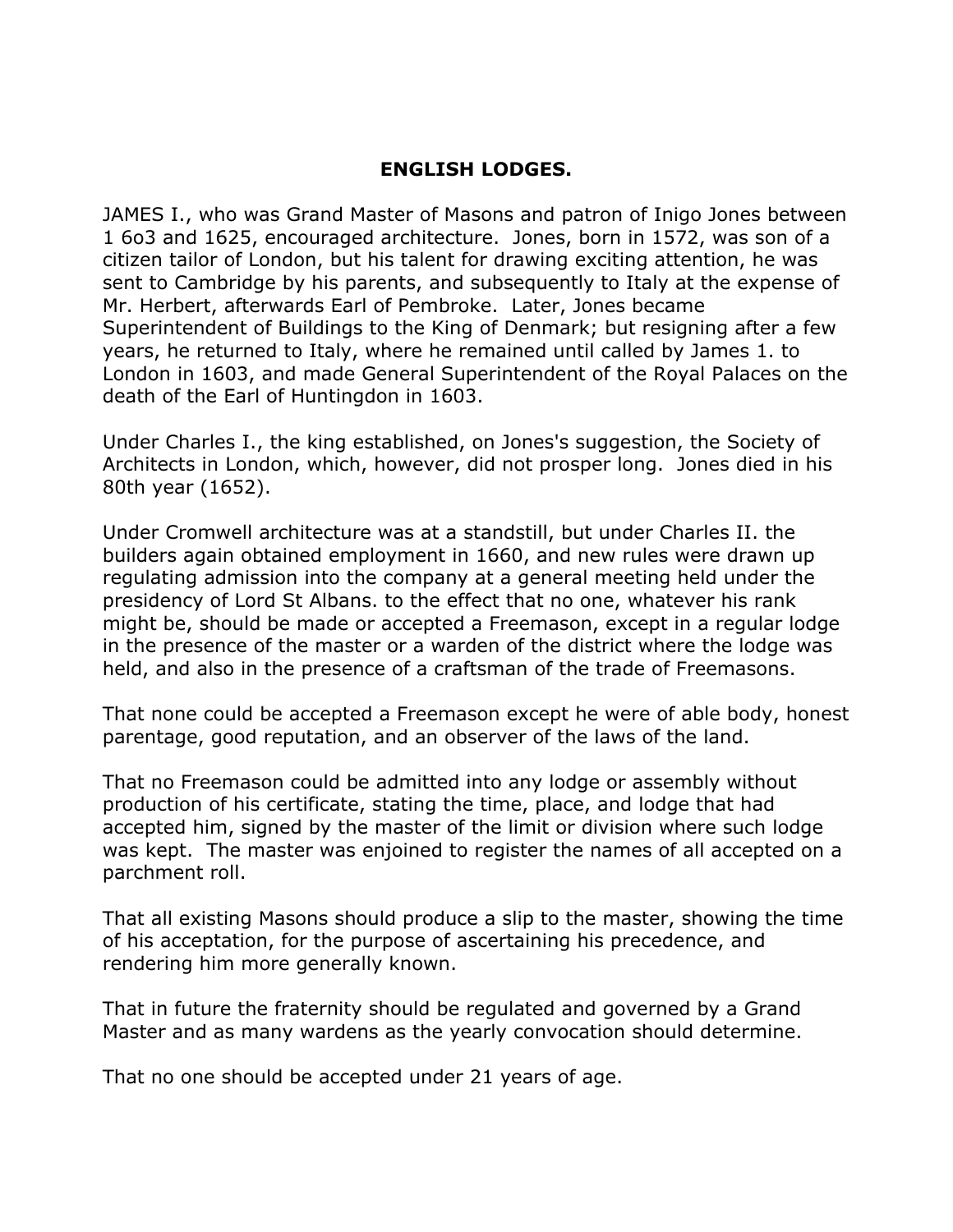## ENGLISH LODGES.

JAMES I., who was Grand Master of Masons and patron of Inigo Jones between 1 6o3 and 1625, encouraged architecture. Jones, born in 1572, was son of a citizen tailor of London, but his talent for drawing exciting attention, he was sent to Cambridge by his parents, and subsequently to Italy at the expense of Mr. Herbert, afterwards Earl of Pembroke. Later, Jones became Superintendent of Buildings to the King of Denmark; but resigning after a few years, he returned to Italy, where he remained until called by James 1. to London in 1603, and made General Superintendent of the Royal Palaces on the death of the Earl of Huntingdon in 1603.

Under Charles I., the king established, on Jones's suggestion, the Society of Architects in London, which, however, did not prosper long. Jones died in his 80th year (1652).

Under Cromwell architecture was at a standstill, but under Charles II. the builders again obtained employment in 1660, and new rules were drawn up regulating admission into the company at a general meeting held under the presidency of Lord St Albans. to the effect that no one, whatever his rank might be, should be made or accepted a Freemason, except in a regular lodge in the presence of the master or a warden of the district where the lodge was held, and also in the presence of a craftsman of the trade of Freemasons.

That none could be accepted a Freemason except he were of able body, honest parentage, good reputation, and an observer of the laws of the land.

That no Freemason could be admitted into any lodge or assembly without production of his certificate, stating the time, place, and lodge that had accepted him, signed by the master of the limit or division where such lodge was kept. The master was enjoined to register the names of all accepted on a parchment roll.

That all existing Masons should produce a slip to the master, showing the time of his acceptation, for the purpose of ascertaining his precedence, and rendering him more generally known.

That in future the fraternity should be regulated and governed by a Grand Master and as many wardens as the yearly convocation should determine.

That no one should be accepted under 21 years of age.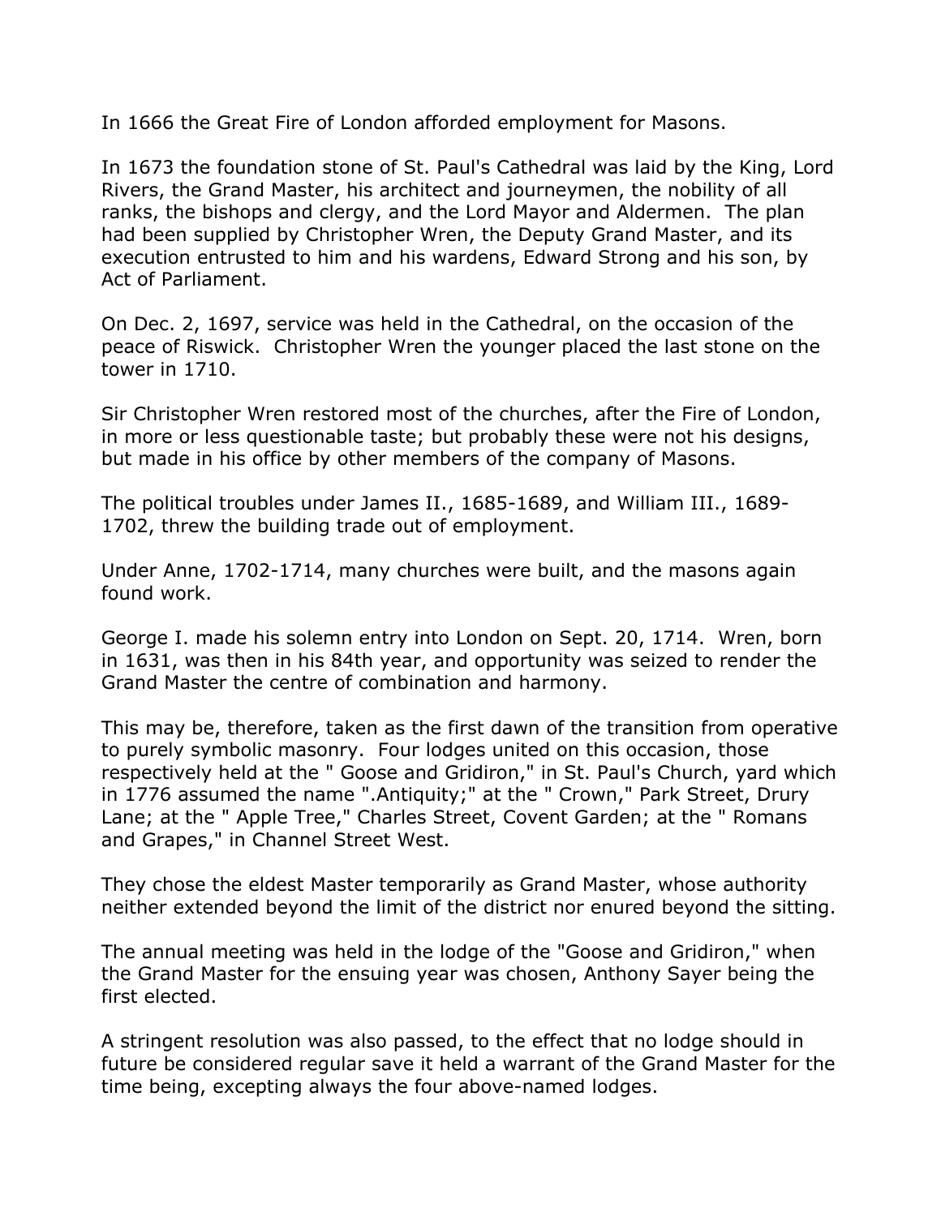In 1666 the Great Fire of London afforded employment for Masons.

In 1673 the foundation stone of St. Paul's Cathedral was laid by the King, Lord Rivers, the Grand Master, his architect and journeymen, the nobility of all ranks, the bishops and clergy, and the Lord Mayor and Aldermen. The plan had been supplied by Christopher Wren, the Deputy Grand Master, and its execution entrusted to him and his wardens, Edward Strong and his son, by Act of Parliament.

On Dec. 2, 1697, service was held in the Cathedral, on the occasion of the peace of Riswick. Christopher Wren the younger placed the last stone on the tower in 1710.

Sir Christopher Wren restored most of the churches, after the Fire of London, in more or less questionable taste; but probably these were not his designs, but made in his office by other members of the company of Masons.

The political troubles under James II., 1685-1689, and William III., 1689-1702, threw the building trade out of employment.

Under Anne, 1702-1714, many churches were built, and the masons again found work.

George I. made his solemn entry into London on Sept. 20, 1714. Wren, born in 1631, was then in his 84th year, and opportunity was seized to render the Grand Master the centre of combination and harmony.

This may be, therefore, taken as the first dawn of the transition from operative to purely symbolic masonry. Four lodges united on this occasion, those respectively held at the " Goose and Gridiron," in St. Paul's Church, yard which in 1776 assumed the name ".Antiquity;" at the " Crown," Park Street, Drury Lane; at the " Apple Tree," Charles Street, Covent Garden; at the " Romans and Grapes," in Channel Street West.

They chose the eldest Master temporarily as Grand Master, whose authority neither extended beyond the limit of the district nor enured beyond the sitting.

The annual meeting was held in the lodge of the "Goose and Gridiron," when the Grand Master for the ensuing year was chosen, Anthony Sayer being the first elected.

A stringent resolution was also passed, to the effect that no lodge should in future be considered regular save it held a warrant of the Grand Master for the time being, excepting always the four above-named lodges.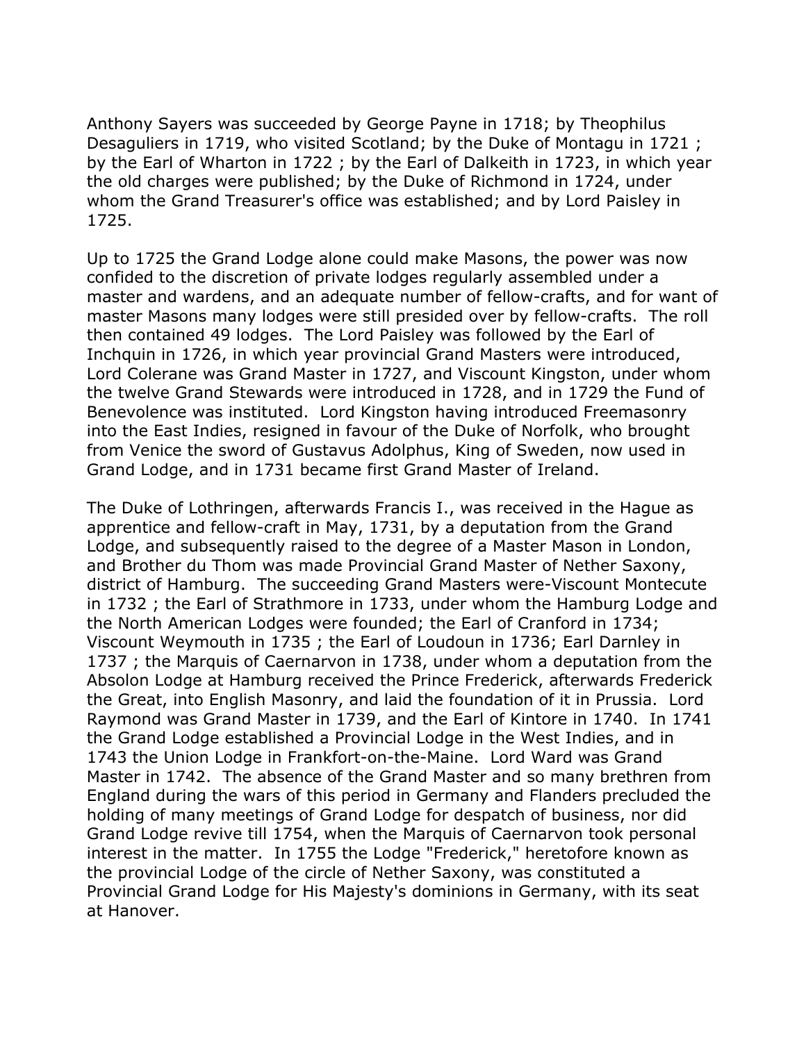Anthony Sayers was succeeded by George Payne in 1718; by Theophilus Desaguliers in 1719, who visited Scotland; by the Duke of Montagu in 1721 ; by the Earl of Wharton in 1722 ; by the Earl of Dalkeith in 1723, in which year the old charges were published; by the Duke of Richmond in 1724, under whom the Grand Treasurer's office was established; and by Lord Paisley in 1725.

Up to 1725 the Grand Lodge alone could make Masons, the power was now confided to the discretion of private lodges regularly assembled under a master and wardens, and an adequate number of fellow-crafts, and for want of master Masons many lodges were still presided over by fellow-crafts. The roll then contained 49 lodges. The Lord Paisley was followed by the Earl of Inchquin in 1726, in which year provincial Grand Masters were introduced, Lord Colerane was Grand Master in 1727, and Viscount Kingston, under whom the twelve Grand Stewards were introduced in 1728, and in 1729 the Fund of Benevolence was instituted. Lord Kingston having introduced Freemasonry into the East Indies, resigned in favour of the Duke of Norfolk, who brought from Venice the sword of Gustavus Adolphus, King of Sweden, now used in Grand Lodge, and in 1731 became first Grand Master of Ireland.

The Duke of Lothringen, afterwards Francis I., was received in the Hague as apprentice and fellow-craft in May, 1731, by a deputation from the Grand Lodge, and subsequently raised to the degree of a Master Mason in London, and Brother du Thom was made Provincial Grand Master of Nether Saxony, district of Hamburg. The succeeding Grand Masters were-Viscount Montecute in 1732 ; the Earl of Strathmore in 1733, under whom the Hamburg Lodge and the North American Lodges were founded; the Earl of Cranford in 1734; Viscount Weymouth in 1735 ; the Earl of Loudoun in 1736; Earl Darnley in 1737 ; the Marquis of Caernarvon in 1738, under whom a deputation from the Absolon Lodge at Hamburg received the Prince Frederick, afterwards Frederick the Great, into English Masonry, and laid the foundation of it in Prussia. Lord Raymond was Grand Master in 1739, and the Earl of Kintore in 1740. In 1741 the Grand Lodge established a Provincial Lodge in the West Indies, and in 1743 the Union Lodge in Frankfort-on-the-Maine. Lord Ward was Grand Master in 1742. The absence of the Grand Master and so many brethren from England during the wars of this period in Germany and Flanders precluded the holding of many meetings of Grand Lodge for despatch of business, nor did Grand Lodge revive till 1754, when the Marquis of Caernarvon took personal interest in the matter. In 1755 the Lodge "Frederick," heretofore known as the provincial Lodge of the circle of Nether Saxony, was constituted a Provincial Grand Lodge for His Majesty's dominions in Germany, with its seat at Hanover.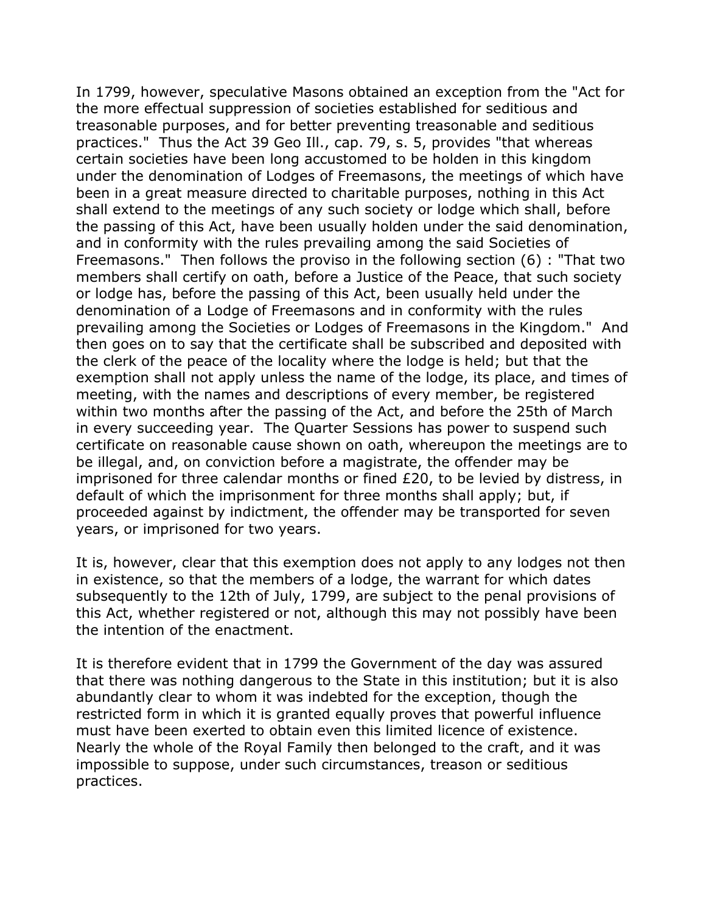In 1799, however, speculative Masons obtained an exception from the "Act for the more effectual suppression of societies established for seditious and treasonable purposes, and for better preventing treasonable and seditious practices." Thus the Act 39 Geo Ill., cap. 79, s. 5, provides "that whereas certain societies have been long accustomed to be holden in this kingdom under the denomination of Lodges of Freemasons, the meetings of which have been in a great measure directed to charitable purposes, nothing in this Act shall extend to the meetings of any such society or lodge which shall, before the passing of this Act, have been usually holden under the said denomination, and in conformity with the rules prevailing among the said Societies of Freemasons." Then follows the proviso in the following section (6) : "That two members shall certify on oath, before a Justice of the Peace, that such society or lodge has, before the passing of this Act, been usually held under the denomination of a Lodge of Freemasons and in conformity with the rules prevailing among the Societies or Lodges of Freemasons in the Kingdom." And then goes on to say that the certificate shall be subscribed and deposited with the clerk of the peace of the locality where the lodge is held; but that the exemption shall not apply unless the name of the lodge, its place, and times of meeting, with the names and descriptions of every member, be registered within two months after the passing of the Act, and before the 25th of March in every succeeding year. The Quarter Sessions has power to suspend such certificate on reasonable cause shown on oath, whereupon the meetings are to be illegal, and, on conviction before a magistrate, the offender may be imprisoned for three calendar months or fined £20, to be levied by distress, in default of which the imprisonment for three months shall apply; but, if proceeded against by indictment, the offender may be transported for seven years, or imprisoned for two years.

It is, however, clear that this exemption does not apply to any lodges not then in existence, so that the members of a lodge, the warrant for which dates subsequently to the 12th of July, 1799, are subject to the penal provisions of this Act, whether registered or not, although this may not possibly have been the intention of the enactment.

It is therefore evident that in 1799 the Government of the day was assured that there was nothing dangerous to the State in this institution; but it is also abundantly clear to whom it was indebted for the exception, though the restricted form in which it is granted equally proves that powerful influence must have been exerted to obtain even this limited licence of existence. Nearly the whole of the Royal Family then belonged to the craft, and it was impossible to suppose, under such circumstances, treason or seditious practices.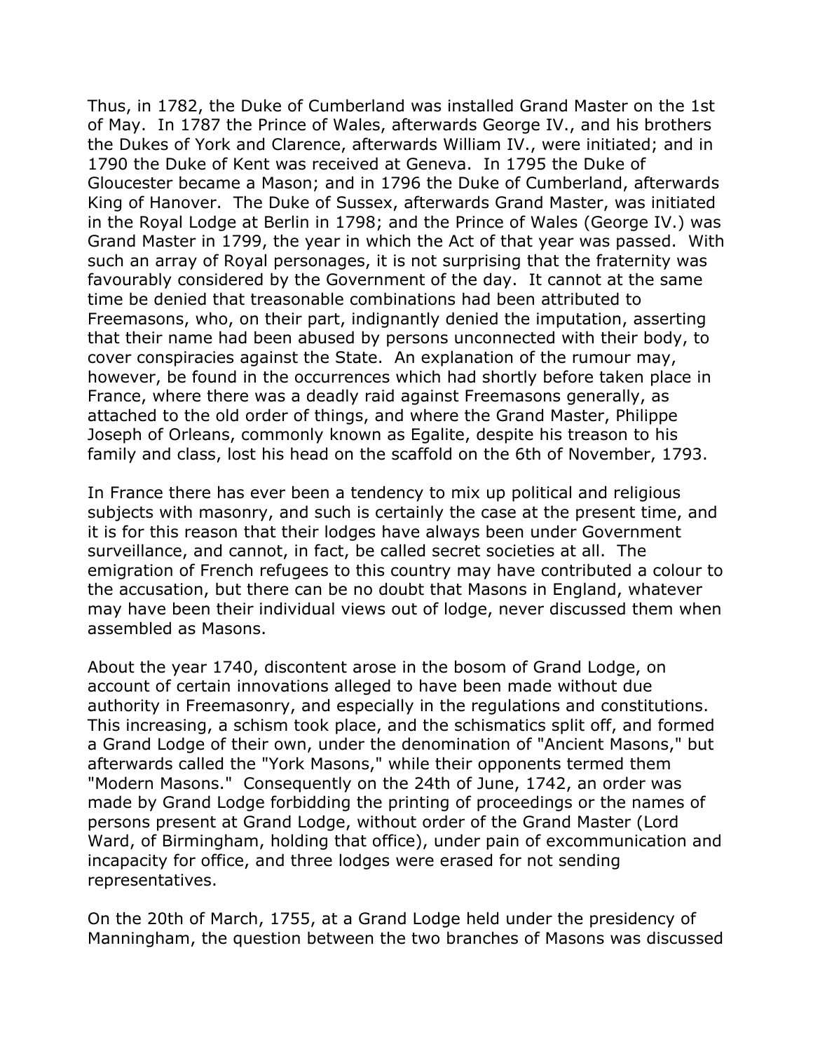Thus, in 1782, the Duke of Cumberland was installed Grand Master on the 1st of May. In 1787 the Prince of Wales, afterwards George IV., and his brothers the Dukes of York and Clarence, afterwards William IV., were initiated; and in 1790 the Duke of Kent was received at Geneva. In 1795 the Duke of Gloucester became a Mason; and in 1796 the Duke of Cumberland, afterwards King of Hanover. The Duke of Sussex, afterwards Grand Master, was initiated in the Royal Lodge at Berlin in 1798; and the Prince of Wales (George IV.) was Grand Master in 1799, the year in which the Act of that year was passed. With such an array of Royal personages, it is not surprising that the fraternity was favourably considered by the Government of the day. It cannot at the same time be denied that treasonable combinations had been attributed to Freemasons, who, on their part, indignantly denied the imputation, asserting that their name had been abused by persons unconnected with their body, to cover conspiracies against the State. An explanation of the rumour may, however, be found in the occurrences which had shortly before taken place in France, where there was a deadly raid against Freemasons generally, as attached to the old order of things, and where the Grand Master, Philippe Joseph of Orleans, commonly known as Egalite, despite his treason to his family and class, lost his head on the scaffold on the 6th of November, 1793.

In France there has ever been a tendency to mix up political and religious subjects with masonry, and such is certainly the case at the present time, and it is for this reason that their lodges have always been under Government surveillance, and cannot, in fact, be called secret societies at all. The emigration of French refugees to this country may have contributed a colour to the accusation, but there can be no doubt that Masons in England, whatever may have been their individual views out of lodge, never discussed them when assembled as Masons.

About the year 1740, discontent arose in the bosom of Grand Lodge, on account of certain innovations alleged to have been made without due authority in Freemasonry, and especially in the regulations and constitutions. This increasing, a schism took place, and the schismatics split off, and formed a Grand Lodge of their own, under the denomination of "Ancient Masons," but afterwards called the "York Masons," while their opponents termed them "Modern Masons." Consequently on the 24th of June, 1742, an order was made by Grand Lodge forbidding the printing of proceedings or the names of persons present at Grand Lodge, without order of the Grand Master (Lord Ward, of Birmingham, holding that office), under pain of excommunication and incapacity for office, and three lodges were erased for not sending representatives.

On the 20th of March, 1755, at a Grand Lodge held under the presidency of Manningham, the question between the two branches of Masons was discussed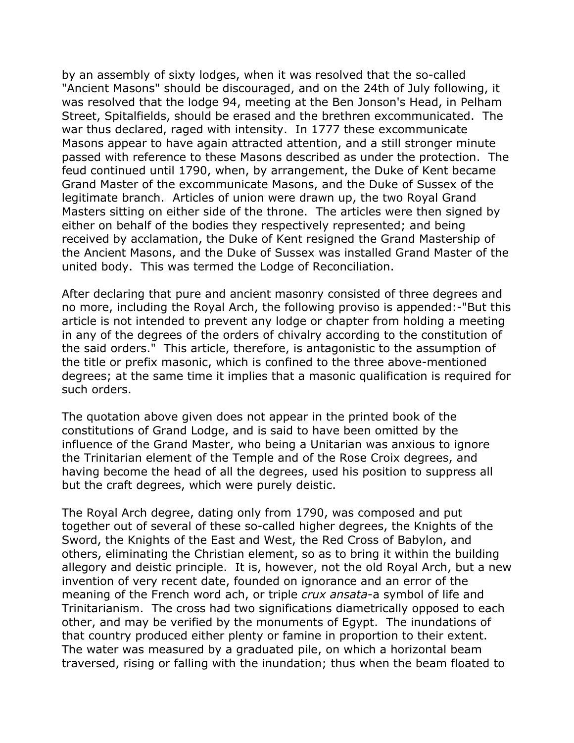by an assembly of sixty lodges, when it was resolved that the so-called "Ancient Masons" should be discouraged, and on the 24th of July following, it was resolved that the lodge 94, meeting at the Ben Jonson's Head, in Pelham Street, Spitalfields, should be erased and the brethren excommunicated. The war thus declared, raged with intensity. In 1777 these excommunicate Masons appear to have again attracted attention, and a still stronger minute passed with reference to these Masons described as under the protection. The feud continued until 1790, when, by arrangement, the Duke of Kent became Grand Master of the excommunicate Masons, and the Duke of Sussex of the legitimate branch. Articles of union were drawn up, the two Royal Grand Masters sitting on either side of the throne. The articles were then signed by either on behalf of the bodies they respectively represented; and being received by acclamation, the Duke of Kent resigned the Grand Mastership of the Ancient Masons, and the Duke of Sussex was installed Grand Master of the united body. This was termed the Lodge of Reconciliation.

After declaring that pure and ancient masonry consisted of three degrees and no more, including the Royal Arch, the following proviso is appended:-"But this article is not intended to prevent any lodge or chapter from holding a meeting in any of the degrees of the orders of chivalry according to the constitution of the said orders." This article, therefore, is antagonistic to the assumption of the title or prefix masonic, which is confined to the three above-mentioned degrees; at the same time it implies that a masonic qualification is required for such orders.

The quotation above given does not appear in the printed book of the constitutions of Grand Lodge, and is said to have been omitted by the influence of the Grand Master, who being a Unitarian was anxious to ignore the Trinitarian element of the Temple and of the Rose Croix degrees, and having become the head of all the degrees, used his position to suppress all but the craft degrees, which were purely deistic.

The Royal Arch degree, dating only from 1790, was composed and put together out of several of these so-called higher degrees, the Knights of the Sword, the Knights of the East and West, the Red Cross of Babylon, and others, eliminating the Christian element, so as to bring it within the building allegory and deistic principle. It is, however, not the old Royal Arch, but a new invention of very recent date, founded on ignorance and an error of the meaning of the French word ach, or triple *crux ansata*-a symbol of life and Trinitarianism. The cross had two significations diametrically opposed to each other, and may be verified by the monuments of Egypt. The inundations of that country produced either plenty or famine in proportion to their extent. The water was measured by a graduated pile, on which a horizontal beam traversed, rising or falling with the inundation; thus when the beam floated to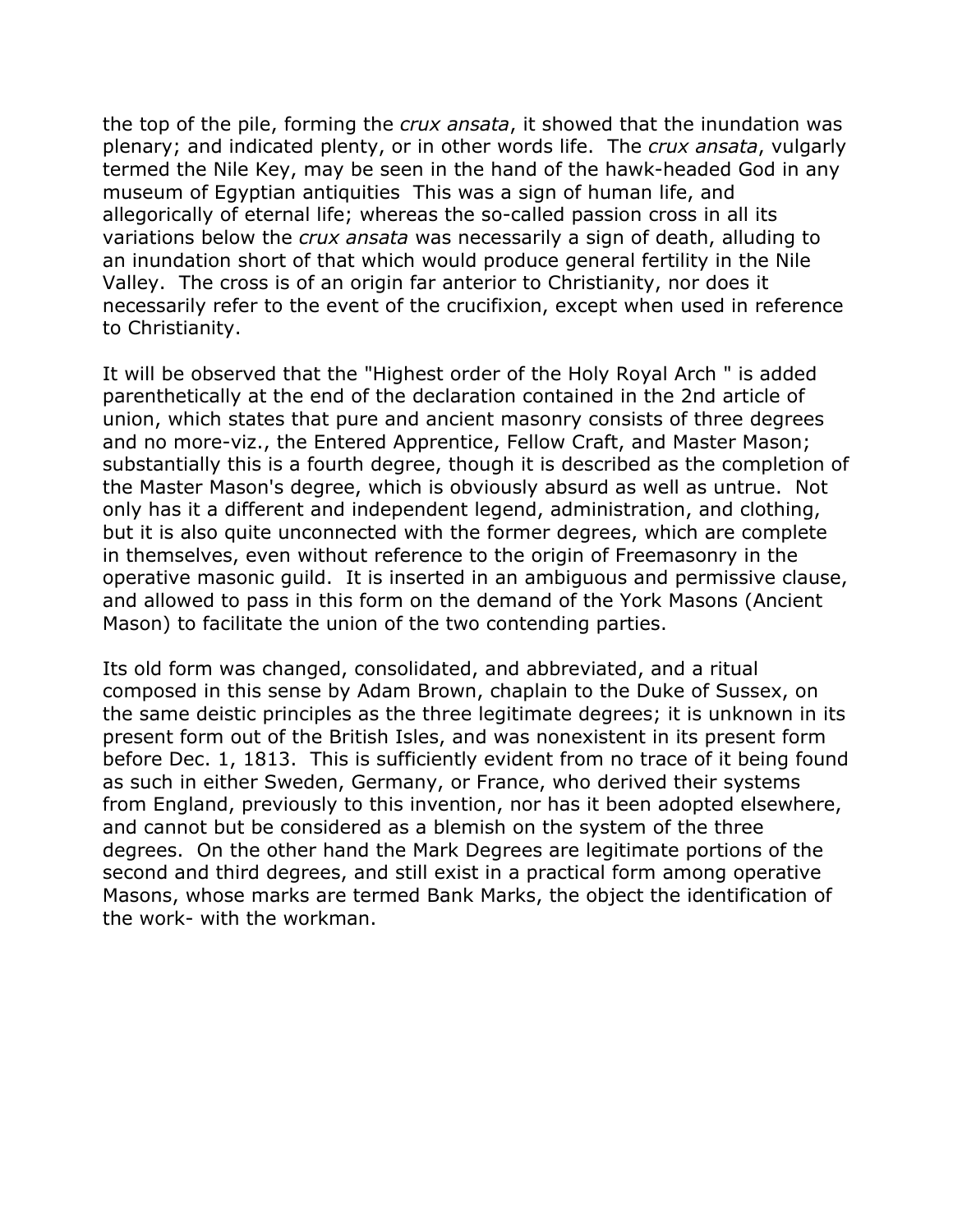the top of the pile, forming the *crux ansata*, it showed that the inundation was plenary; and indicated plenty, or in other words life. The *crux ansata*, vulgarly termed the Nile Key, may be seen in the hand of the hawk-headed God in any museum of Egyptian antiquities This was a sign of human life, and allegorically of eternal life; whereas the so-called passion cross in all its variations below the *crux ansata* was necessarily a sign of death, alluding to an inundation short of that which would produce general fertility in the Nile Valley. The cross is of an origin far anterior to Christianity, nor does it necessarily refer to the event of the crucifixion, except when used in reference to Christianity.

It will be observed that the "Highest order of the Holy Royal Arch " is added parenthetically at the end of the declaration contained in the 2nd article of union, which states that pure and ancient masonry consists of three degrees and no more-viz., the Entered Apprentice, Fellow Craft, and Master Mason; substantially this is a fourth degree, though it is described as the completion of the Master Mason's degree, which is obviously absurd as well as untrue. Not only has it a different and independent legend, administration, and clothing, but it is also quite unconnected with the former degrees, which are complete in themselves, even without reference to the origin of Freemasonry in the operative masonic guild. It is inserted in an ambiguous and permissive clause, and allowed to pass in this form on the demand of the York Masons (Ancient Mason) to facilitate the union of the two contending parties.

Its old form was changed, consolidated, and abbreviated, and a ritual composed in this sense by Adam Brown, chaplain to the Duke of Sussex, on the same deistic principles as the three legitimate degrees; it is unknown in its present form out of the British Isles, and was nonexistent in its present form before Dec. 1, 1813. This is sufficiently evident from no trace of it being found as such in either Sweden, Germany, or France, who derived their systems from England, previously to this invention, nor has it been adopted elsewhere, and cannot but be considered as a blemish on the system of the three degrees. On the other hand the Mark Degrees are legitimate portions of the second and third degrees, and still exist in a practical form among operative Masons, whose marks are termed Bank Marks, the object the identification of the work- with the workman.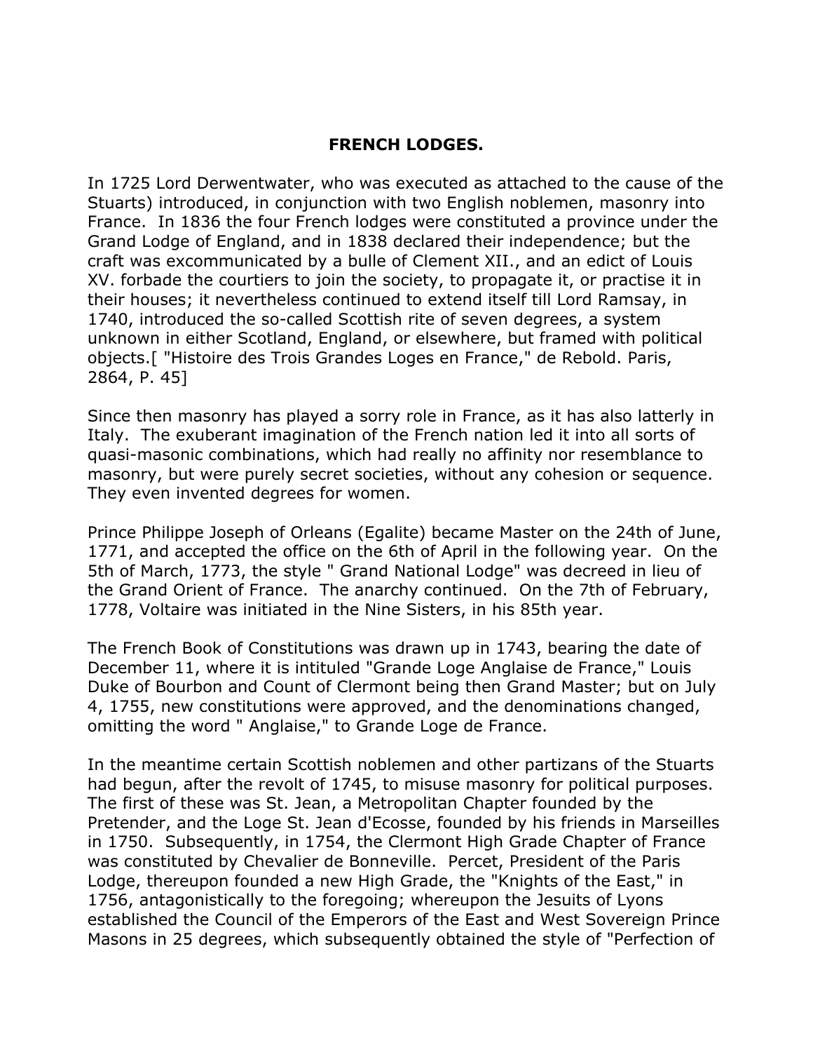## FRENCH LODGES.

In 1725 Lord Derwentwater, who was executed as attached to the cause of the Stuarts) introduced, in conjunction with two English noblemen, masonry into France. In 1836 the four French lodges were constituted a province under the Grand Lodge of England, and in 1838 declared their independence; but the craft was excommunicated by a bulle of Clement XII., and an edict of Louis XV. forbade the courtiers to join the society, to propagate it, or practise it in their houses; it nevertheless continued to extend itself till Lord Ramsay, in 1740, introduced the so-called Scottish rite of seven degrees, a system unknown in either Scotland, England, or elsewhere, but framed with political objects.[ "Histoire des Trois Grandes Loges en France," de Rebold. Paris, 2864, P. 45]

Since then masonry has played a sorry role in France, as it has also latterly in Italy. The exuberant imagination of the French nation led it into all sorts of quasi-masonic combinations, which had really no affinity nor resemblance to masonry, but were purely secret societies, without any cohesion or sequence. They even invented degrees for women.

Prince Philippe Joseph of Orleans (Egalite) became Master on the 24th of June, 1771, and accepted the office on the 6th of April in the following year. On the 5th of March, 1773, the style " Grand National Lodge" was decreed in lieu of the Grand Orient of France. The anarchy continued. On the 7th of February, 1778, Voltaire was initiated in the Nine Sisters, in his 85th year.

The French Book of Constitutions was drawn up in 1743, bearing the date of December 11, where it is intituled "Grande Loge Anglaise de France," Louis Duke of Bourbon and Count of Clermont being then Grand Master; but on July 4, 1755, new constitutions were approved, and the denominations changed, omitting the word " Anglaise," to Grande Loge de France.

In the meantime certain Scottish noblemen and other partizans of the Stuarts had begun, after the revolt of 1745, to misuse masonry for political purposes. The first of these was St. Jean, a Metropolitan Chapter founded by the Pretender, and the Loge St. Jean d'Ecosse, founded by his friends in Marseilles in 1750. Subsequently, in 1754, the Clermont High Grade Chapter of France was constituted by Chevalier de Bonneville. Percet, President of the Paris Lodge, thereupon founded a new High Grade, the "Knights of the East," in 1756, antagonistically to the foregoing; whereupon the Jesuits of Lyons established the Council of the Emperors of the East and West Sovereign Prince Masons in 25 degrees, which subsequently obtained the style of "Perfection of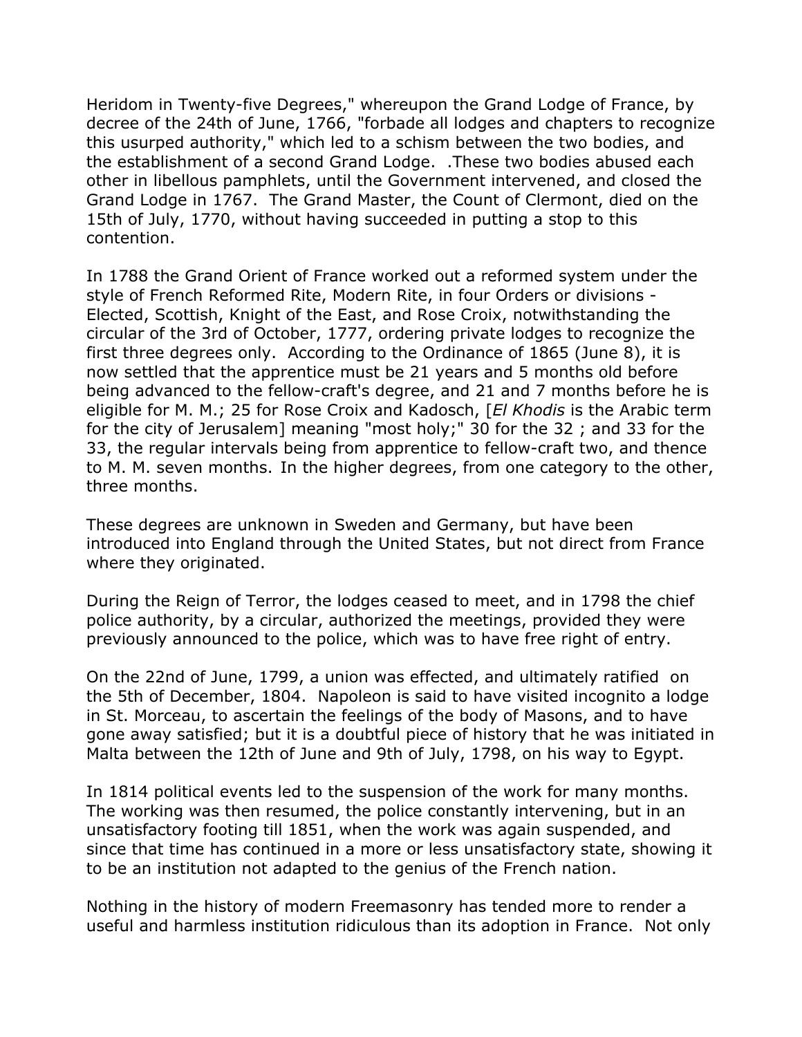Heridom in Twenty-five Degrees," whereupon the Grand Lodge of France, by decree of the 24th of June, 1766, "forbade all lodges and chapters to recognize this usurped authority," which led to a schism between the two bodies, and the establishment of a second Grand Lodge. .These two bodies abused each other in libellous pamphlets, until the Government intervened, and closed the Grand Lodge in 1767. The Grand Master, the Count of Clermont, died on the 15th of July, 1770, without having succeeded in putting a stop to this contention.

In 1788 the Grand Orient of France worked out a reformed system under the style of French Reformed Rite, Modern Rite, in four Orders or divisions - Elected, Scottish, Knight of the East, and Rose Croix, notwithstanding the circular of the 3rd of October, 1777, ordering private lodges to recognize the first three degrees only. According to the Ordinance of 1865 (June 8), it is now settled that the apprentice must be 21 years and 5 months old before being advanced to the fellow-craft's degree, and 21 and 7 months before he is eligible for M. M.; 25 for Rose Croix and Kadosch, [*El Khodis* is the Arabic term for the city of Jerusalem] meaning "most holy;" 30 for the 32 ; and 33 for the 33, the regular intervals being from apprentice to fellow-craft two, and thence to M. M. seven months. In the higher degrees, from one category to the other, three months.

These degrees are unknown in Sweden and Germany, but have been introduced into England through the United States, but not direct from France where they originated.

During the Reign of Terror, the lodges ceased to meet, and in 1798 the chief police authority, by a circular, authorized the meetings, provided they were previously announced to the police, which was to have free right of entry.

On the 22nd of June, 1799, a union was effected, and ultimately ratified on the 5th of December, 1804. Napoleon is said to have visited incognito a lodge in St. Morceau, to ascertain the feelings of the body of Masons, and to have gone away satisfied; but it is a doubtful piece of history that he was initiated in Malta between the 12th of June and 9th of July, 1798, on his way to Egypt.

In 1814 political events led to the suspension of the work for many months. The working was then resumed, the police constantly intervening, but in an unsatisfactory footing till 1851, when the work was again suspended, and since that time has continued in a more or less unsatisfactory state, showing it to be an institution not adapted to the genius of the French nation.

Nothing in the history of modern Freemasonry has tended more to render a useful and harmless institution ridiculous than its adoption in France. Not only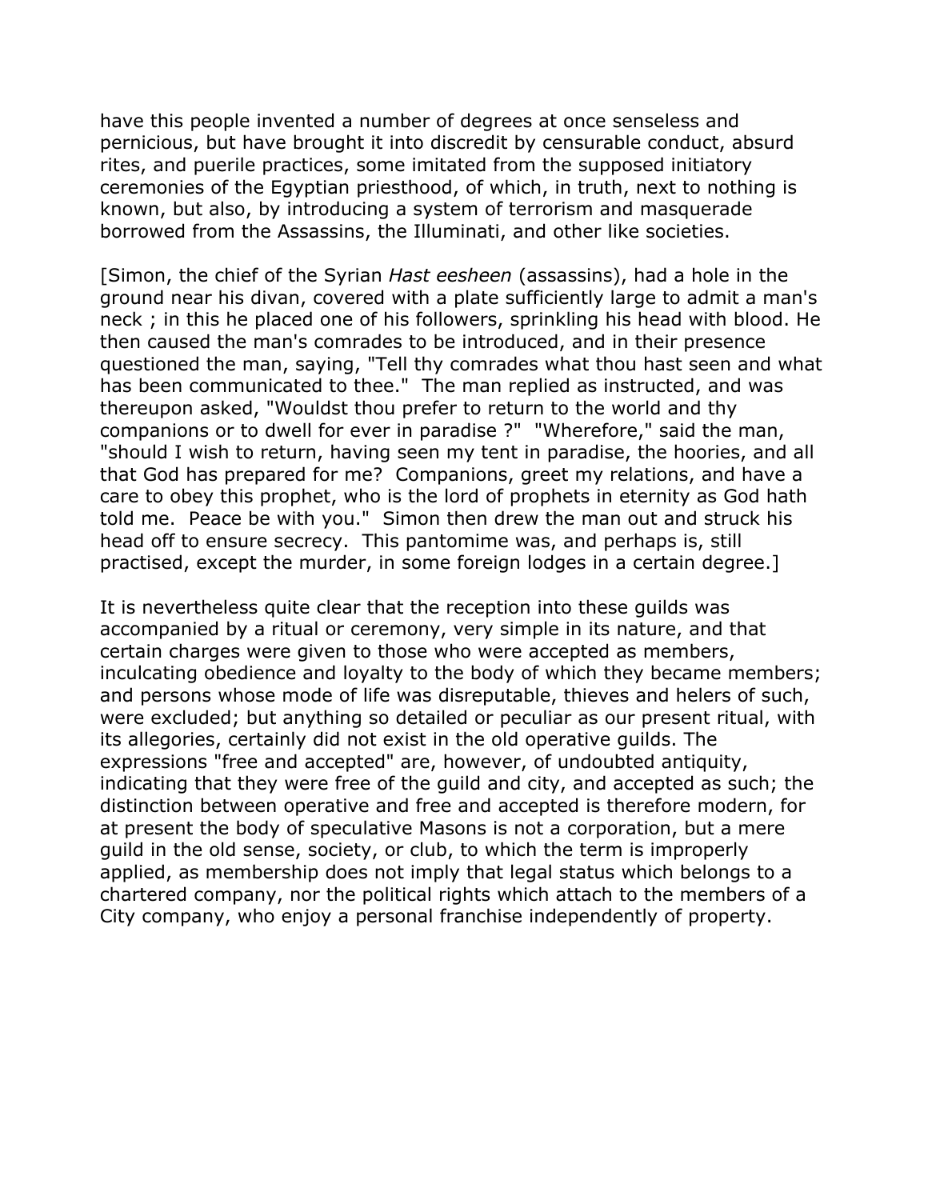have this people invented a number of degrees at once senseless and pernicious, but have brought it into discredit by censurable conduct, absurd rites, and puerile practices, some imitated from the supposed initiatory ceremonies of the Egyptian priesthood, of which, in truth, next to nothing is known, but also, by introducing a system of terrorism and masquerade borrowed from the Assassins, the Illuminati, and other like societies.

[Simon, the chief of the Syrian *Hast eesheen* (assassins), had a hole in the ground near his divan, covered with a plate sufficiently large to admit a man's neck ; in this he placed one of his followers, sprinkling his head with blood. He then caused the man's comrades to be introduced, and in their presence questioned the man, saying, "Tell thy comrades what thou hast seen and what has been communicated to thee." The man replied as instructed, and was thereupon asked, "Wouldst thou prefer to return to the world and thy companions or to dwell for ever in paradise ?" "Wherefore," said the man, "should I wish to return, having seen my tent in paradise, the hoories, and all that God has prepared for me? Companions, greet my relations, and have a care to obey this prophet, who is the lord of prophets in eternity as God hath told me. Peace be with you." Simon then drew the man out and struck his head off to ensure secrecy. This pantomime was, and perhaps is, still practised, except the murder, in some foreign lodges in a certain degree.]

It is nevertheless quite clear that the reception into these guilds was accompanied by a ritual or ceremony, very simple in its nature, and that certain charges were given to those who were accepted as members, inculcating obedience and loyalty to the body of which they became members; and persons whose mode of life was disreputable, thieves and helers of such, were excluded; but anything so detailed or peculiar as our present ritual, with its allegories, certainly did not exist in the old operative guilds. The expressions "free and accepted" are, however, of undoubted antiquity, indicating that they were free of the guild and city, and accepted as such; the distinction between operative and free and accepted is therefore modern, for at present the body of speculative Masons is not a corporation, but a mere guild in the old sense, society, or club, to which the term is improperly applied, as membership does not imply that legal status which belongs to a chartered company, nor the political rights which attach to the members of a City company, who enjoy a personal franchise independently of property.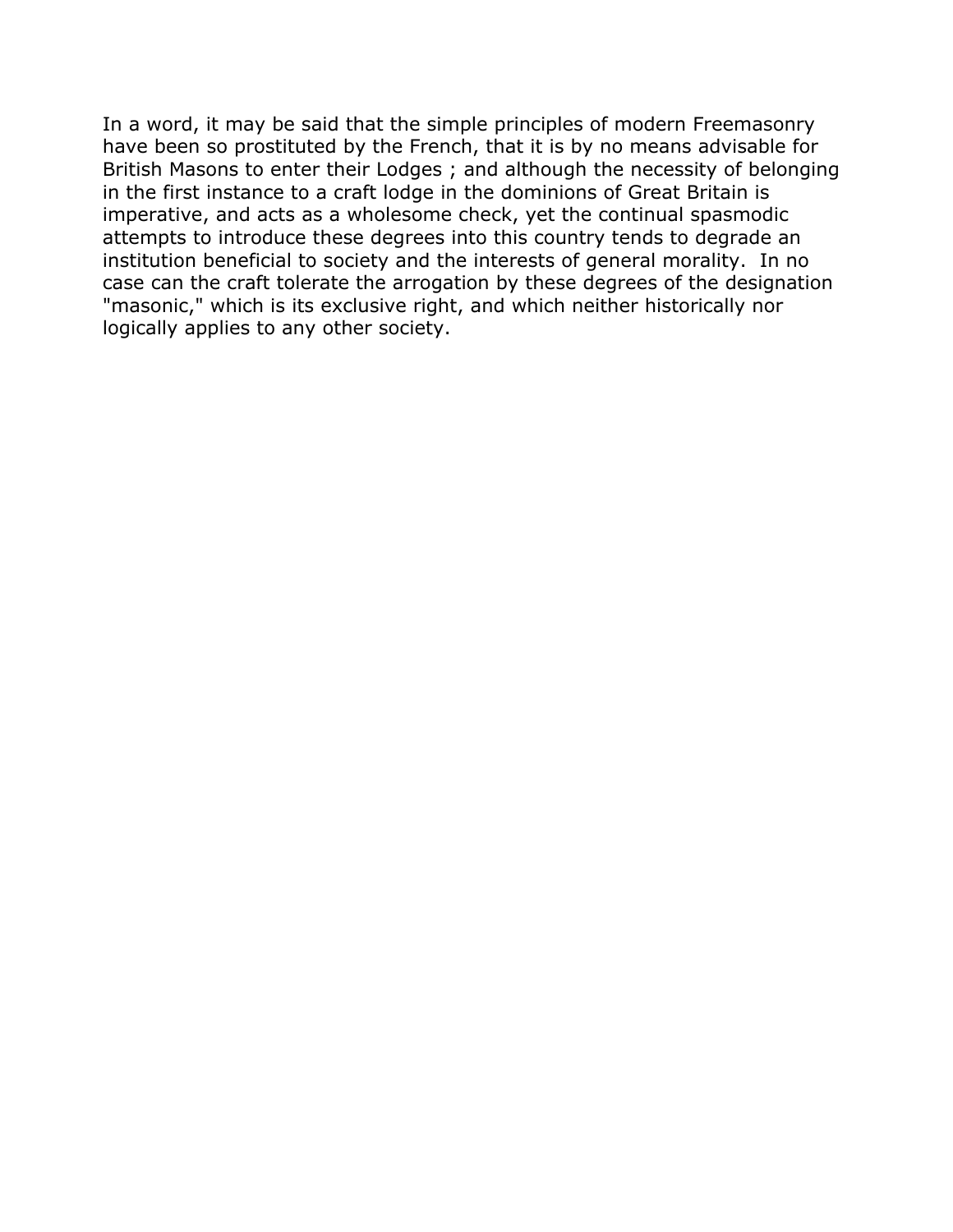In a word, it may be said that the simple principles of modern Freemasonry have been so prostituted by the French, that it is by no means advisable for British Masons to enter their Lodges ; and although the necessity of belonging in the first instance to a craft lodge in the dominions of Great Britain is imperative, and acts as a wholesome check, yet the continual spasmodic attempts to introduce these degrees into this country tends to degrade an institution beneficial to society and the interests of general morality. In no case can the craft tolerate the arrogation by these degrees of the designation "masonic," which is its exclusive right, and which neither historically nor logically applies to any other society.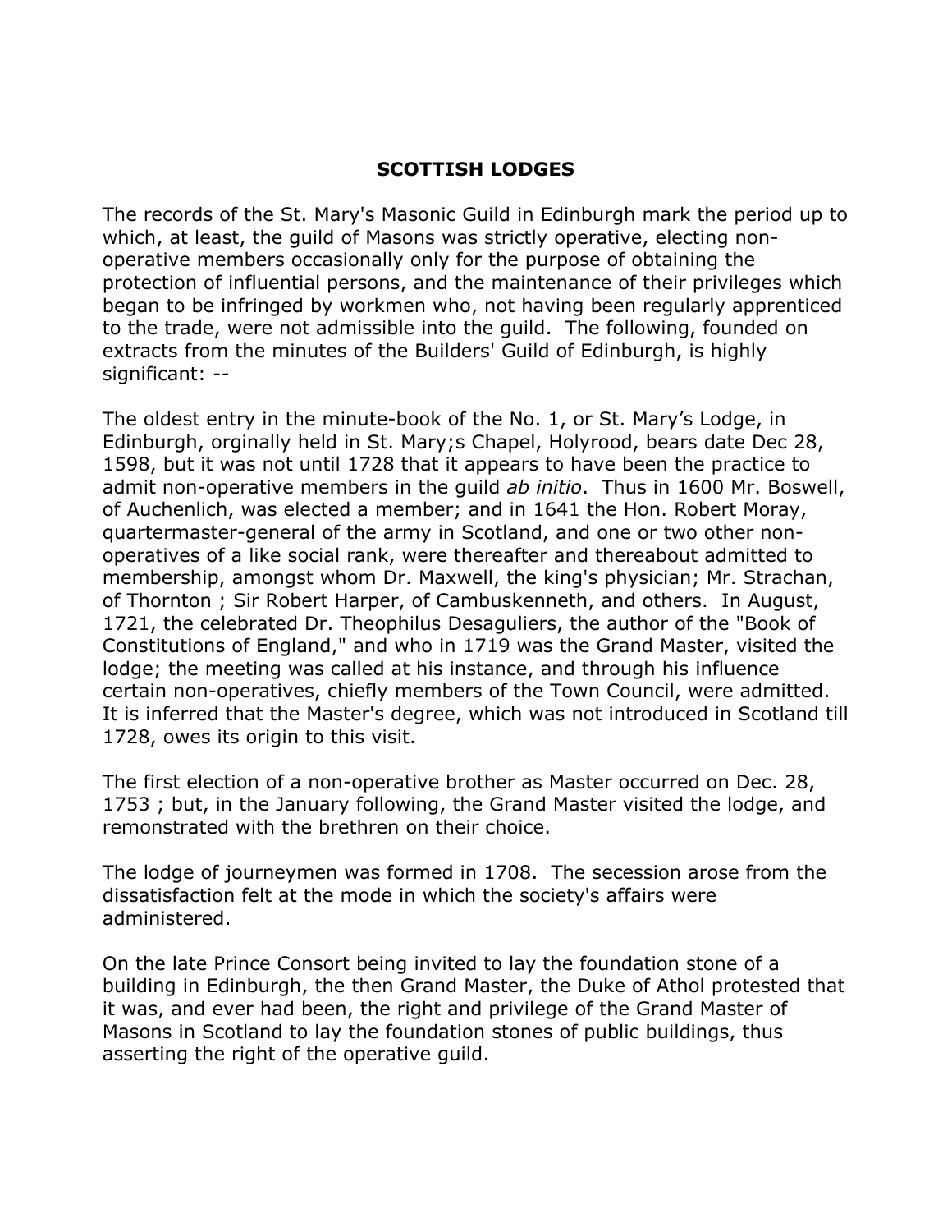**SCOTTISH LODGES**

The records of the St. Mary's Masonic Guild in Edinburgh mark the period up to which, at least, the guild of Masons was strictly operative, electing non-operative members occasionally only for the purpose of obtaining the protection of influential persons, and the maintenance of their privileges which began to be infringed by workmen who, not having been regularly apprenticed to the trade, were not admissible into the guild. The following, founded on extracts from the minutes of the Builders' Guild of Edinburgh, is highly significant: --

The oldest entry in the minute-book of the No. 1, or St. Mary's Lodge, in Edinburgh, orginally held in St. Mary;s Chapel, Holyrood, bears date Dec 28, 1598, but it was not until 1728 that it appears to have been the practice to admit non-operative members in the guild *ab initio*. Thus in 1600 Mr. Boswell, of Auchenlich, was elected a member; and in 1641 the Hon. Robert Moray, quartermaster-general of the army in Scotland, and one or two other non-operatives of a like social rank, were thereafter and thereabout admitted to membership, amongst whom Dr. Maxwell, the king's physician; Mr. Strachan, of Thornton ; Sir Robert Harper, of Cambuskenneth, and others. In August, 1721, the celebrated Dr. Theophilus Desaguliers, the author of the "Book of Constitutions of England," and who in 1719 was the Grand Master, visited the lodge; the meeting was called at his instance, and through his influence certain non-operatives, chiefly members of the Town Council, were admitted. It is inferred that the Master's degree, which was not introduced in Scotland till 1728, owes its origin to this visit.

The first election of a non-operative brother as Master occurred on Dec. 28, 1753 ; but, in the January following, the Grand Master visited the lodge, and remonstrated with the brethren on their choice.

The lodge of journeymen was formed in 1708. The secession arose from the dissatisfaction felt at the mode in which the society's affairs were administered.

On the late Prince Consort being invited to lay the foundation stone of a building in Edinburgh, the then Grand Master, the Duke of Athol protested that it was, and ever had been, the right and privilege of the Grand Master of Masons in Scotland to lay the foundation stones of public buildings, thus asserting the right of the operative guild.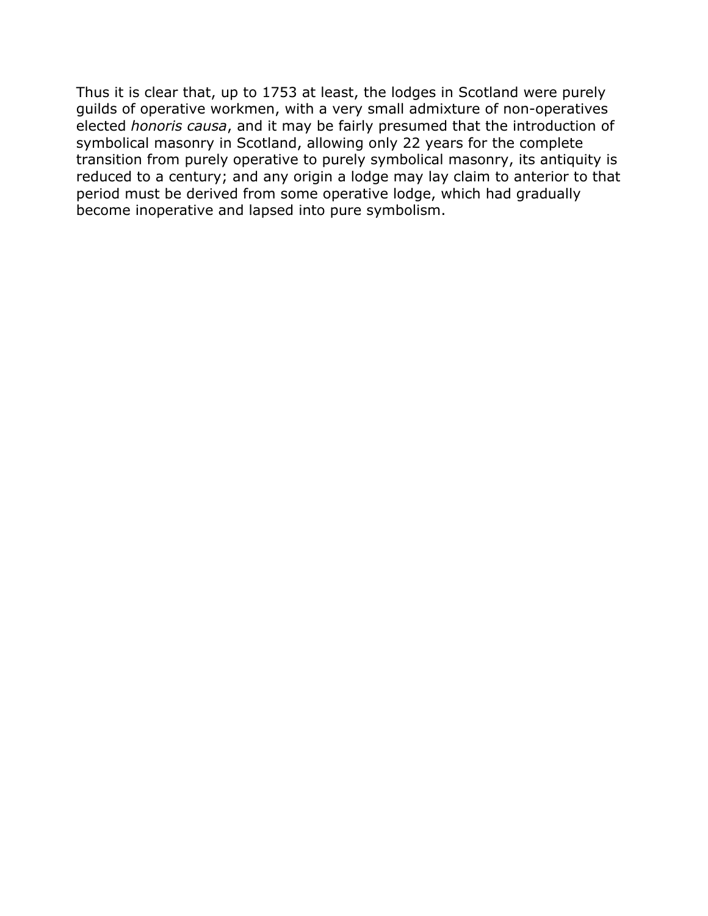Thus it is clear that, up to 1753 at least, the lodges in Scotland were purely guilds of operative workmen, with a very small admixture of non-operatives elected *honoris causa*, and it may be fairly presumed that the introduction of symbolical masonry in Scotland, allowing only 22 years for the complete transition from purely operative to purely symbolical masonry, its antiquity is reduced to a century; and any origin a lodge may lay claim to anterior to that period must be derived from some operative lodge, which had gradually become inoperative and lapsed into pure symbolism.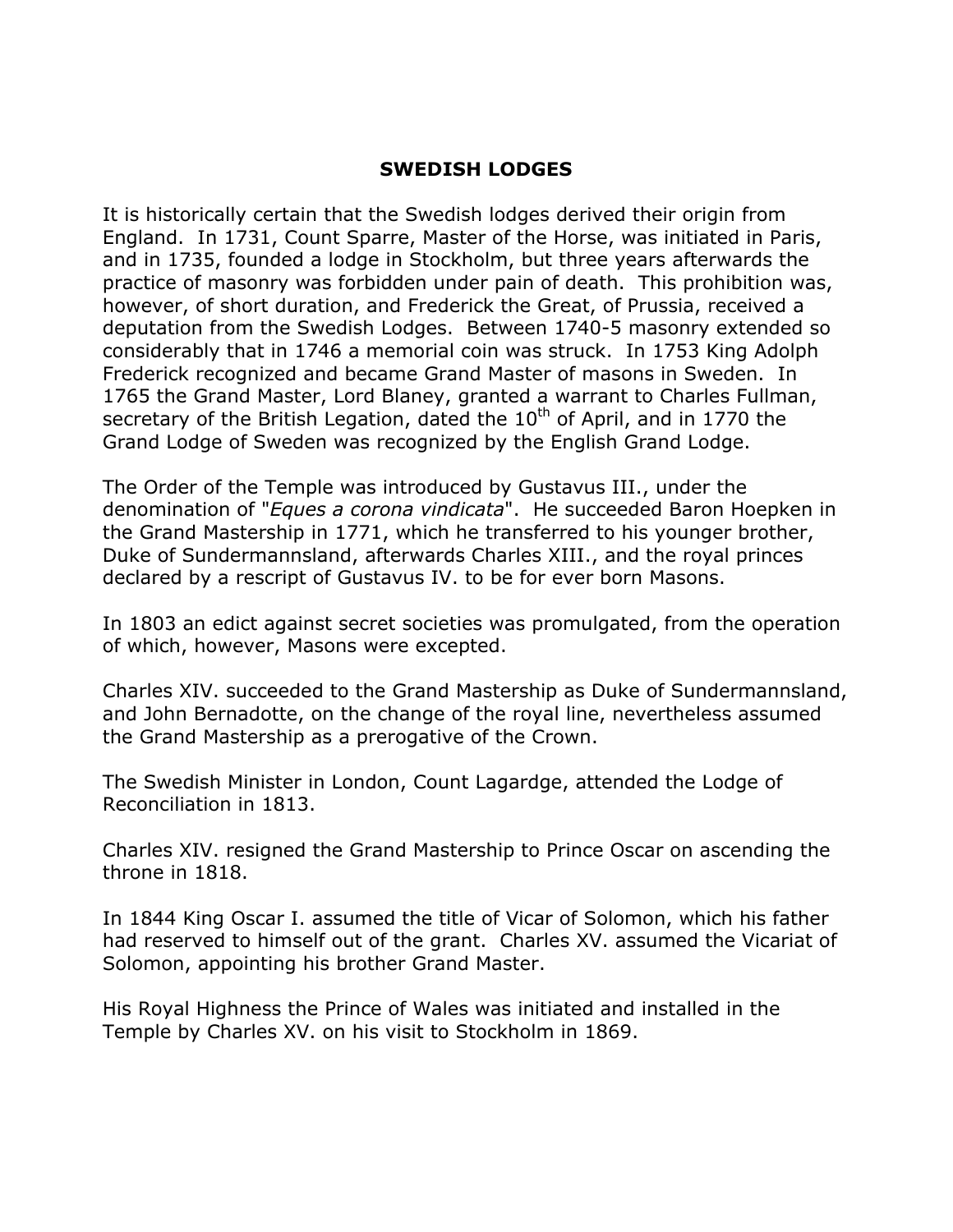# SWEDISH LODGES

It is historically certain that the Swedish lodges derived their origin from England. In 1731, Count Sparre, Master of the Horse, was initiated in Paris, and in 1735, founded a lodge in Stockholm, but three years afterwards the practice of masonry was forbidden under pain of death. This prohibition was, however, of short duration, and Frederick the Great, of Prussia, received a deputation from the Swedish Lodges. Between 1740-5 masonry extended so considerably that in 1746 a memorial coin was struck. In 1753 King Adolph Frederick recognized and became Grand Master of masons in Sweden. In 1765 the Grand Master, Lord Blaney, granted a warrant to Charles Fullman, secretary of the British Legation, dated the 10th of April, and in 1770 the Grand Lodge of Sweden was recognized by the English Grand Lodge.

The Order of the Temple was introduced by Gustavus III., under the denomination of "*Eques a corona vindicata*". He succeeded Baron Hoepken in the Grand Mastership in 1771, which he transferred to his younger brother, Duke of Sundermannsland, afterwards Charles XIII., and the royal princes declared by a rescript of Gustavus IV. to be for ever born Masons.

In 1803 an edict against secret societies was promulgated, from the operation of which, however, Masons were excepted.

Charles XIV. succeeded to the Grand Mastership as Duke of Sundermannsland, and John Bernadotte, on the change of the royal line, nevertheless assumed the Grand Mastership as a prerogative of the Crown.

The Swedish Minister in London, Count Lagardge, attended the Lodge of Reconciliation in 1813.

Charles XIV. resigned the Grand Mastership to Prince Oscar on ascending the throne in 1818.

In 1844 King Oscar I. assumed the title of Vicar of Solomon, which his father had reserved to himself out of the grant. Charles XV. assumed the Vicariat of Solomon, appointing his brother Grand Master.

His Royal Highness the Prince of Wales was initiated and installed in the Temple by Charles XV. on his visit to Stockholm in 1869.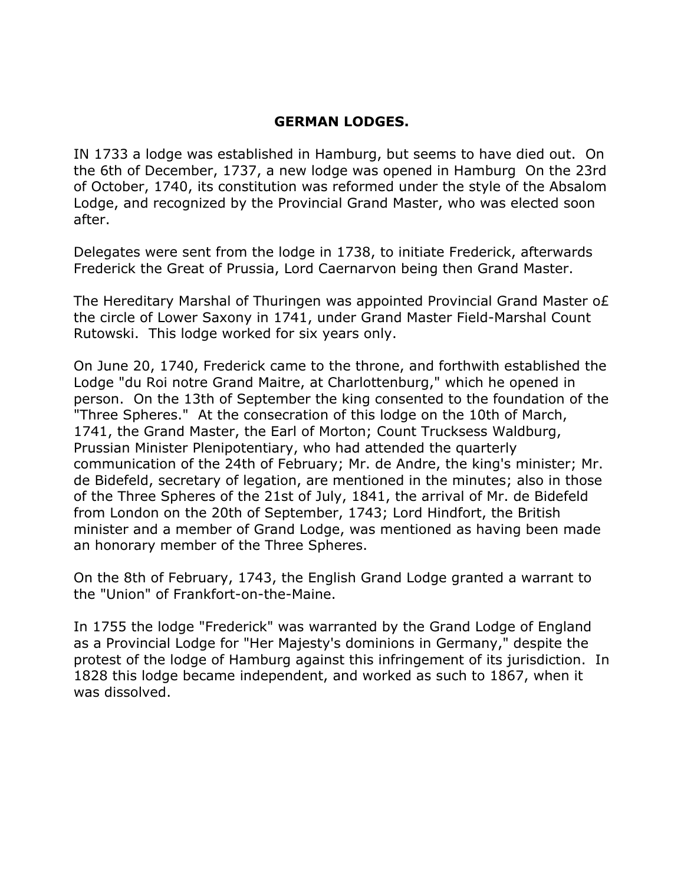## GERMAN LODGES.

IN 1733 a lodge was established in Hamburg, but seems to have died out. On the 6th of December, 1737, a new lodge was opened in Hamburg On the 23rd of October, 1740, its constitution was reformed under the style of the Absalom Lodge, and recognized by the Provincial Grand Master, who was elected soon after.

Delegates were sent from the lodge in 1738, to initiate Frederick, afterwards Frederick the Great of Prussia, Lord Caernarvon being then Grand Master.

The Hereditary Marshal of Thuringen was appointed Provincial Grand Master o£ the circle of Lower Saxony in 1741, under Grand Master Field-Marshal Count Rutowski. This lodge worked for six years only.

On June 20, 1740, Frederick came to the throne, and forthwith established the Lodge "du Roi notre Grand Maitre, at Charlottenburg," which he opened in person. On the 13th of September the king consented to the foundation of the "Three Spheres." At the consecration of this lodge on the 10th of March, 1741, the Grand Master, the Earl of Morton; Count Trucksess Waldburg, Prussian Minister Plenipotentiary, who had attended the quarterly communication of the 24th of February; Mr. de Andre, the king's minister; Mr. de Bidefeld, secretary of legation, are mentioned in the minutes; also in those of the Three Spheres of the 21st of July, 1841, the arrival of Mr. de Bidefeld from London on the 20th of September, 1743; Lord Hindfort, the British minister and a member of Grand Lodge, was mentioned as having been made an honorary member of the Three Spheres.

On the 8th of February, 1743, the English Grand Lodge granted a warrant to the "Union" of Frankfort-on-the-Maine.

In 1755 the lodge "Frederick" was warranted by the Grand Lodge of England as a Provincial Lodge for "Her Majesty's dominions in Germany," despite the protest of the lodge of Hamburg against this infringement of its jurisdiction. In 1828 this lodge became independent, and worked as such to 1867, when it was dissolved.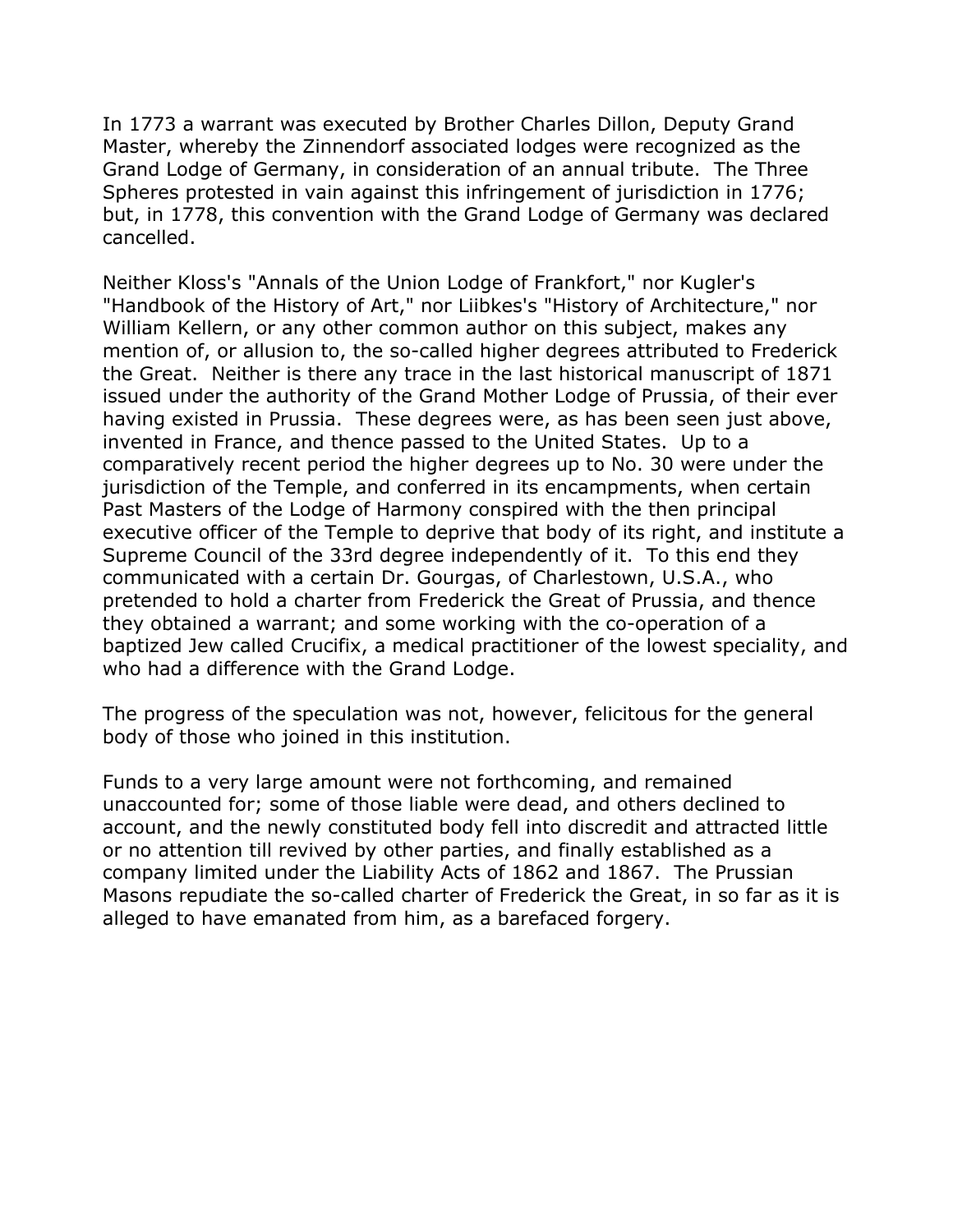In 1773 a warrant was executed by Brother Charles Dillon, Deputy Grand Master, whereby the Zinnendorf associated lodges were recognized as the Grand Lodge of Germany, in consideration of an annual tribute. The Three Spheres protested in vain against this infringement of jurisdiction in 1776; but, in 1778, this convention with the Grand Lodge of Germany was declared cancelled.

Neither Kloss's "Annals of the Union Lodge of Frankfort," nor Kugler's "Handbook of the History of Art," nor Liibkes's "History of Architecture," nor William Kellern, or any other common author on this subject, makes any mention of, or allusion to, the so-called higher degrees attributed to Frederick the Great. Neither is there any trace in the last historical manuscript of 1871 issued under the authority of the Grand Mother Lodge of Prussia, of their ever having existed in Prussia. These degrees were, as has been seen just above, invented in France, and thence passed to the United States. Up to a comparatively recent period the higher degrees up to No. 30 were under the jurisdiction of the Temple, and conferred in its encampments, when certain Past Masters of the Lodge of Harmony conspired with the then principal executive officer of the Temple to deprive that body of its right, and institute a Supreme Council of the 33rd degree independently of it. To this end they communicated with a certain Dr. Gourgas, of Charlestown, U.S.A., who pretended to hold a charter from Frederick the Great of Prussia, and thence they obtained a warrant; and some working with the co-operation of a baptized Jew called Crucifix, a medical practitioner of the lowest speciality, and who had a difference with the Grand Lodge.

The progress of the speculation was not, however, felicitous for the general body of those who joined in this institution.

Funds to a very large amount were not forthcoming, and remained unaccounted for; some of those liable were dead, and others declined to account, and the newly constituted body fell into discredit and attracted little or no attention till revived by other parties, and finally established as a company limited under the Liability Acts of 1862 and 1867. The Prussian Masons repudiate the so-called charter of Frederick the Great, in so far as it is alleged to have emanated from him, as a barefaced forgery.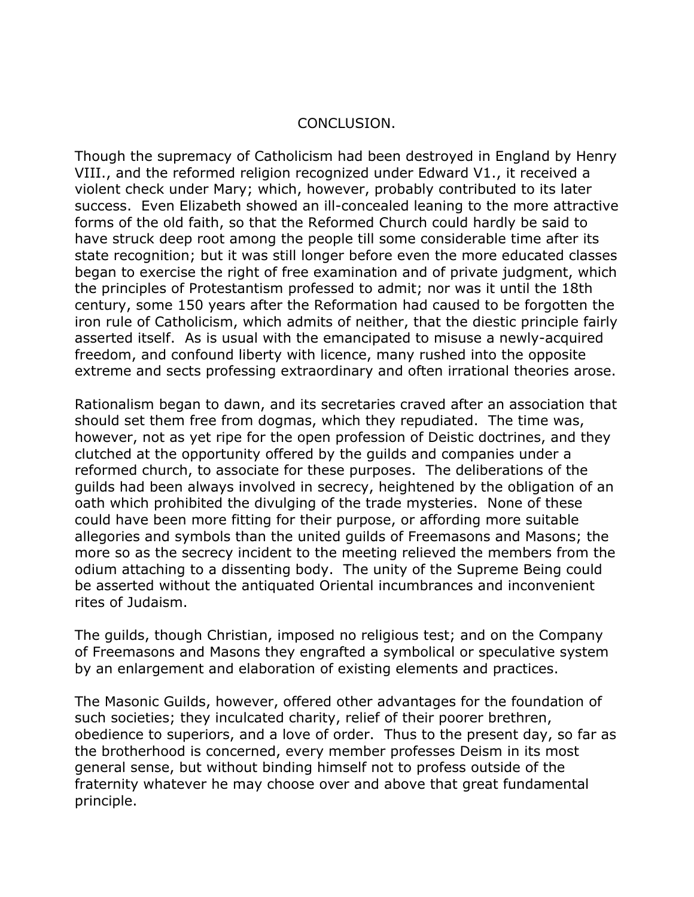## CONCLUSION.

Though the supremacy of Catholicism had been destroyed in England by Henry VIII., and the reformed religion recognized under Edward V1., it received a violent check under Mary; which, however, probably contributed to its later success. Even Elizabeth showed an ill-concealed leaning to the more attractive forms of the old faith, so that the Reformed Church could hardly be said to have struck deep root among the people till some considerable time after its state recognition; but it was still longer before even the more educated classes began to exercise the right of free examination and of private judgment, which the principles of Protestantism professed to admit; nor was it until the 18th century, some 150 years after the Reformation had caused to be forgotten the iron rule of Catholicism, which admits of neither, that the diestic principle fairly asserted itself. As is usual with the emancipated to misuse a newly-acquired freedom, and confound liberty with licence, many rushed into the opposite extreme and sects professing extraordinary and often irrational theories arose.

Rationalism began to dawn, and its secretaries craved after an association that should set them free from dogmas, which they repudiated. The time was, however, not as yet ripe for the open profession of Deistic doctrines, and they clutched at the opportunity offered by the guilds and companies under a reformed church, to associate for these purposes. The deliberations of the guilds had been always involved in secrecy, heightened by the obligation of an oath which prohibited the divulging of the trade mysteries. None of these could have been more fitting for their purpose, or affording more suitable allegories and symbols than the united guilds of Freemasons and Masons; the more so as the secrecy incident to the meeting relieved the members from the odium attaching to a dissenting body. The unity of the Supreme Being could be asserted without the antiquated Oriental incumbrances and inconvenient rites of Judaism.

The guilds, though Christian, imposed no religious test; and on the Company of Freemasons and Masons they engrafted a symbolical or speculative system by an enlargement and elaboration of existing elements and practices.

The Masonic Guilds, however, offered other advantages for the foundation of such societies; they inculcated charity, relief of their poorer brethren, obedience to superiors, and a love of order. Thus to the present day, so far as the brotherhood is concerned, every member professes Deism in its most general sense, but without binding himself not to profess outside of the fraternity whatever he may choose over and above that great fundamental principle.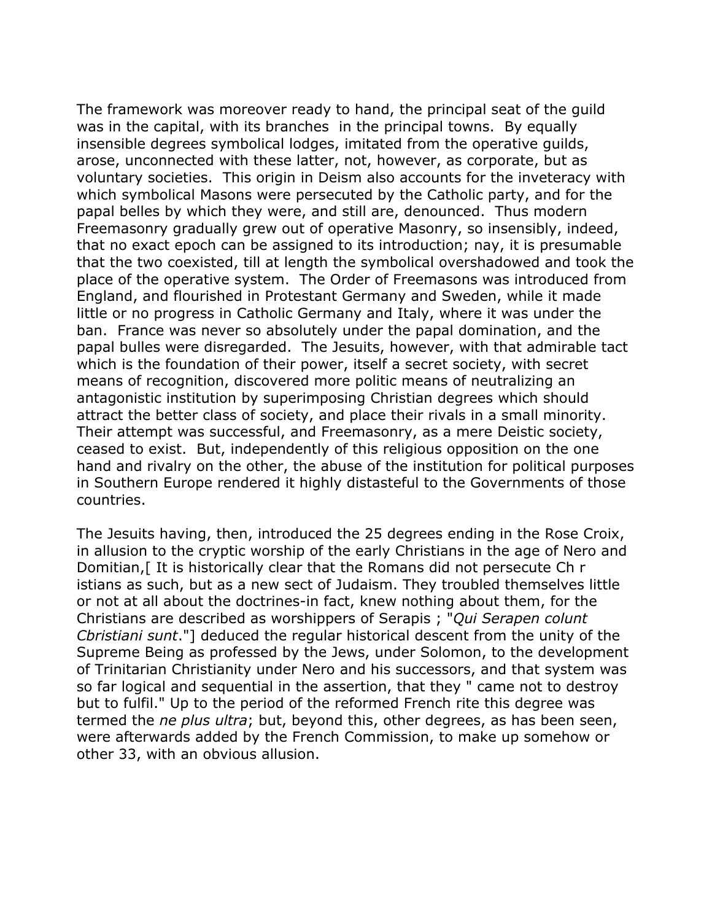The framework was moreover ready to hand, the principal seat of the guild was in the capital, with its branches in the principal towns. By equally insensible degrees symbolical lodges, imitated from the operative guilds, arose, unconnected with these latter, not, however, as corporate, but as voluntary societies. This origin in Deism also accounts for the inveteracy with which symbolical Masons were persecuted by the Catholic party, and for the papal belles by which they were, and still are, denounced. Thus modern Freemasonry gradually grew out of operative Masonry, so insensibly, indeed, that no exact epoch can be assigned to its introduction; nay, it is presumable that the two coexisted, till at length the symbolical overshadowed and took the place of the operative system. The Order of Freemasons was introduced from England, and flourished in Protestant Germany and Sweden, while it made little or no progress in Catholic Germany and Italy, where it was under the ban. France was never so absolutely under the papal domination, and the papal bulles were disregarded. The Jesuits, however, with that admirable tact which is the foundation of their power, itself a secret society, with secret means of recognition, discovered more politic means of neutralizing an antagonistic institution by superimposing Christian degrees which should attract the better class of society, and place their rivals in a small minority. Their attempt was successful, and Freemasonry, as a mere Deistic society, ceased to exist. But, independently of this religious opposition on the one hand and rivalry on the other, the abuse of the institution for political purposes in Southern Europe rendered it highly distasteful to the Governments of those countries.

The Jesuits having, then, introduced the 25 degrees ending in the Rose Croix, in allusion to the cryptic worship of the early Christians in the age of Nero and Domitian,[ It is historically clear that the Romans did not persecute Ch r istians as such, but as a new sect of Judaism. They troubled themselves little or not at all about the doctrines-in fact, knew nothing about them, for the Christians are described as worshippers of Serapis ; "*Qui Serapen colunt Cbristiani sunt*."] deduced the regular historical descent from the unity of the Supreme Being as professed by the Jews, under Solomon, to the development of Trinitarian Christianity under Nero and his successors, and that system was so far logical and sequential in the assertion, that they " came not to destroy but to fulfil." Up to the period of the reformed French rite this degree was termed the *ne plus ultra*; but, beyond this, other degrees, as has been seen, were afterwards added by the French Commission, to make up somehow or other 33, with an obvious allusion.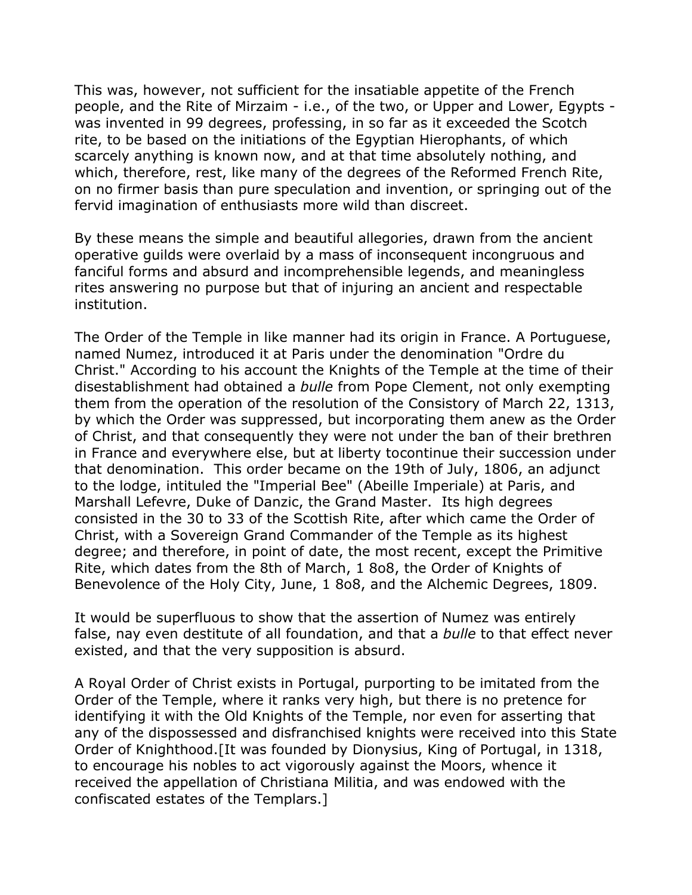This was, however, not sufficient for the insatiable appetite of the French people, and the Rite of Mirzaim - i.e., of the two, or Upper and Lower, Egypts - was invented in 99 degrees, professing, in so far as it exceeded the Scotch rite, to be based on the initiations of the Egyptian Hierophants, of which scarcely anything is known now, and at that time absolutely nothing, and which, therefore, rest, like many of the degrees of the Reformed French Rite, on no firmer basis than pure speculation and invention, or springing out of the fervid imagination of enthusiasts more wild than discreet.

By these means the simple and beautiful allegories, drawn from the ancient operative guilds were overlaid by a mass of inconsequent incongruous and fanciful forms and absurd and incomprehensible legends, and meaningless rites answering no purpose but that of injuring an ancient and respectable institution.

The Order of the Temple in like manner had its origin in France. A Portuguese, named Numez, introduced it at Paris under the denomination "Ordre du Christ." According to his account the Knights of the Temple at the time of their disestablishment had obtained a *bulle* from Pope Clement, not only exempting them from the operation of the resolution of the Consistory of March 22, 1313, by which the Order was suppressed, but incorporating them anew as the Order of Christ, and that consequently they were not under the ban of their brethren in France and everywhere else, but at liberty tocontinue their succession under that denomination. This order became on the 19th of July, 1806, an adjunct to the lodge, intituled the "Imperial Bee" (Abeille Imperiale) at Paris, and Marshall Lefevre, Duke of Danzic, the Grand Master. Its high degrees consisted in the 30 to 33 of the Scottish Rite, after which came the Order of Christ, with a Sovereign Grand Commander of the Temple as its highest degree; and therefore, in point of date, the most recent, except the Primitive Rite, which dates from the 8th of March, 1 8o8, the Order of Knights of Benevolence of the Holy City, June, 1 8o8, and the Alchemic Degrees, 1809.

It would be superfluous to show that the assertion of Numez was entirely false, nay even destitute of all foundation, and that a *bulle* to that effect never existed, and that the very supposition is absurd.

A Royal Order of Christ exists in Portugal, purporting to be imitated from the Order of the Temple, where it ranks very high, but there is no pretence for identifying it with the Old Knights of the Temple, nor even for asserting that any of the dispossessed and disfranchised knights were received into this State Order of Knighthood.[It was founded by Dionysius, King of Portugal, in 1318, to encourage his nobles to act vigorously against the Moors, whence it received the appellation of Christiana Militia, and was endowed with the confiscated estates of the Templars.]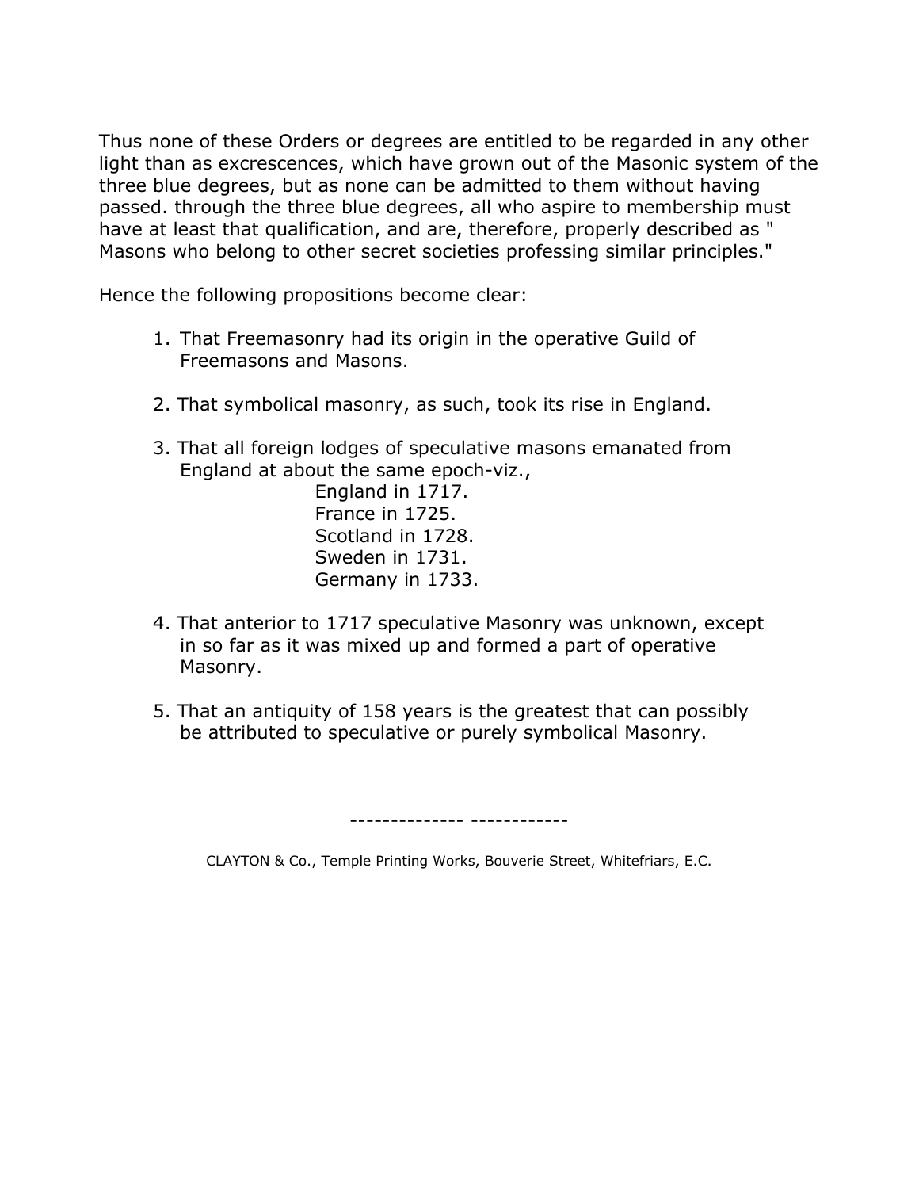Thus none of these Orders or degrees are entitled to be regarded in any other light than as excrescences, which have grown out of the Masonic system of the three blue degrees, but as none can be admitted to them without having passed. through the three blue degrees, all who aspire to membership must have at least that qualification, and are, therefore, properly described as " Masons who belong to other secret societies professing similar principles."

Hence the following propositions become clear:

1. That Freemasonry had its origin in the operative Guild of Freemasons and Masons.

2. That symbolical masonry, as such, took its rise in England.

3. That all foreign lodges of speculative masons emanated from England at about the same epoch-viz.,
   England in 1717.
   France in 1725.
   Scotland in 1728.
   Sweden in 1731.
   Germany in 1733.

4. That anterior to 1717 speculative Masonry was unknown, except in so far as it was mixed up and formed a part of operative Masonry.

5. That an antiquity of 158 years is the greatest that can possibly be attributed to speculative or purely symbolical Masonry.

-------------- ------------

CLAYTON & Co., Temple Printing Works, Bouverie Street, Whitefriars, E.C.